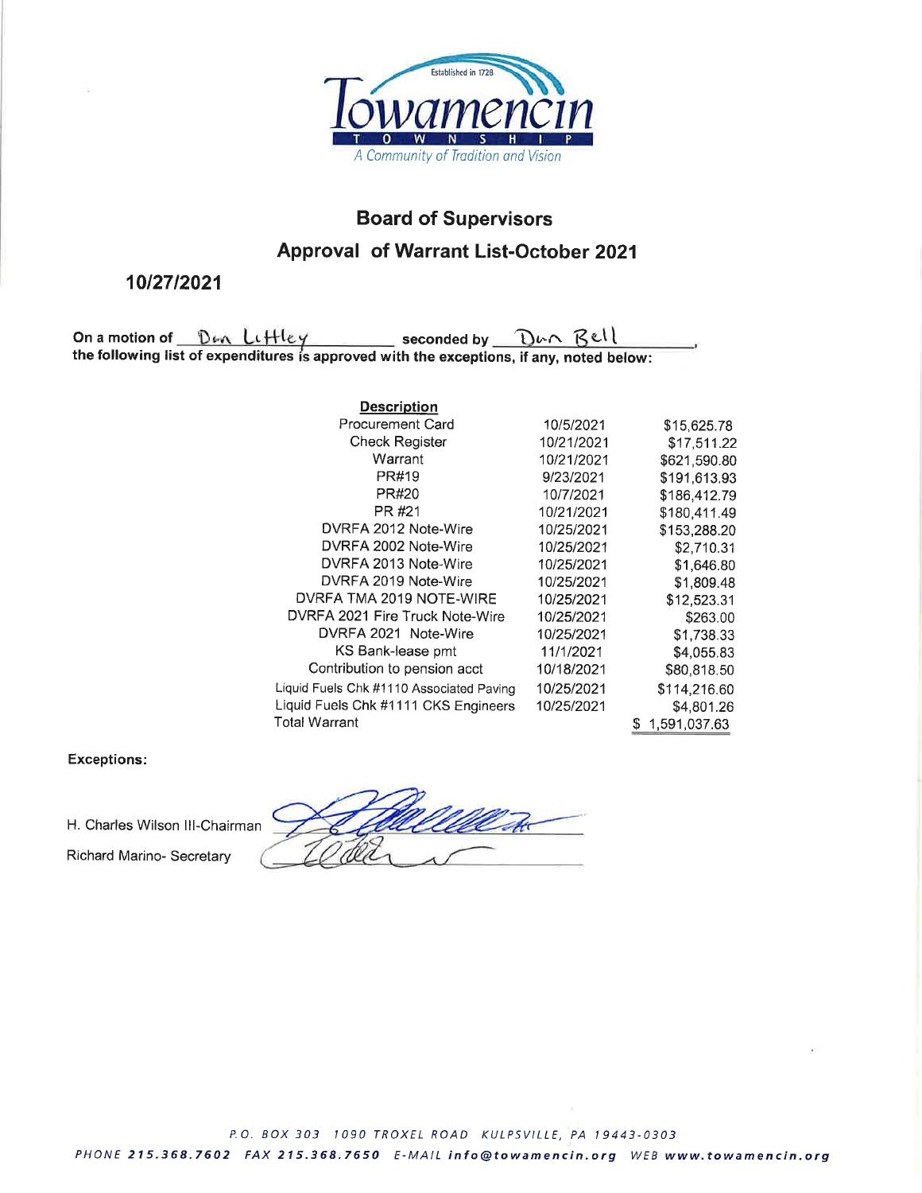Towamencin Township

Established in 1728

*A Community of Tradition and Vision*

## Board of Supervisors

## Approval of Warrant List-October 2021

**10/27/2021**

**On a motion of** Dan Littley **seconded by** Dan Bell**,**
**the following list of expenditures is approved with the exceptions, if any, noted below:**

| Description | | |
|---|---|---|
| Procurement Card | 10/5/2021 | $15,625.78 |
| Check Register | 10/21/2021 | $17,511.22 |
| Warrant | 10/21/2021 | $621,590.80 |
| PR#19 | 9/23/2021 | $191,613.93 |
| PR#20 | 10/7/2021 | $186,412.79 |
| PR #21 | 10/21/2021 | $180,411.49 |
| DVRFA 2012 Note-Wire | 10/25/2021 | $153,288.20 |
| DVRFA 2002 Note-Wire | 10/25/2021 | $2,710.31 |
| DVRFA 2013 Note-Wire | 10/25/2021 | $1,646.80 |
| DVRFA 2019 Note-Wire | 10/25/2021 | $1,809.48 |
| DVRFA TMA 2019 NOTE-WIRE | 10/25/2021 | $12,523.31 |
| DVRFA 2021 Fire Truck Note-Wire | 10/25/2021 | $263.00 |
| DVRFA 2021 Note-Wire | 10/25/2021 | $1,738.33 |
| KS Bank-lease pmt | 11/1/2021 | $4,055.83 |
| Contribution to pension acct | 10/18/2021 | $80,818.50 |
| Liquid Fuels Chk #1110 Associated Paving | 10/25/2021 | $114,216.60 |
| Liquid Fuels Chk #1111 CKS Engineers | 10/25/2021 | $4,801.26 |
| Total Warrant | | $ 1,591,037.63 |

**Exceptions:**

H. Charles Wilson III-Chairman

Richard Marino- Secretary

P.O. BOX 303 1090 TROXEL ROAD KULPSVILLE, PA 19443-0303
PHONE 215.368.7602 FAX 215.368.7650 E-MAIL info@towamencin.org WEB www.towamencin.org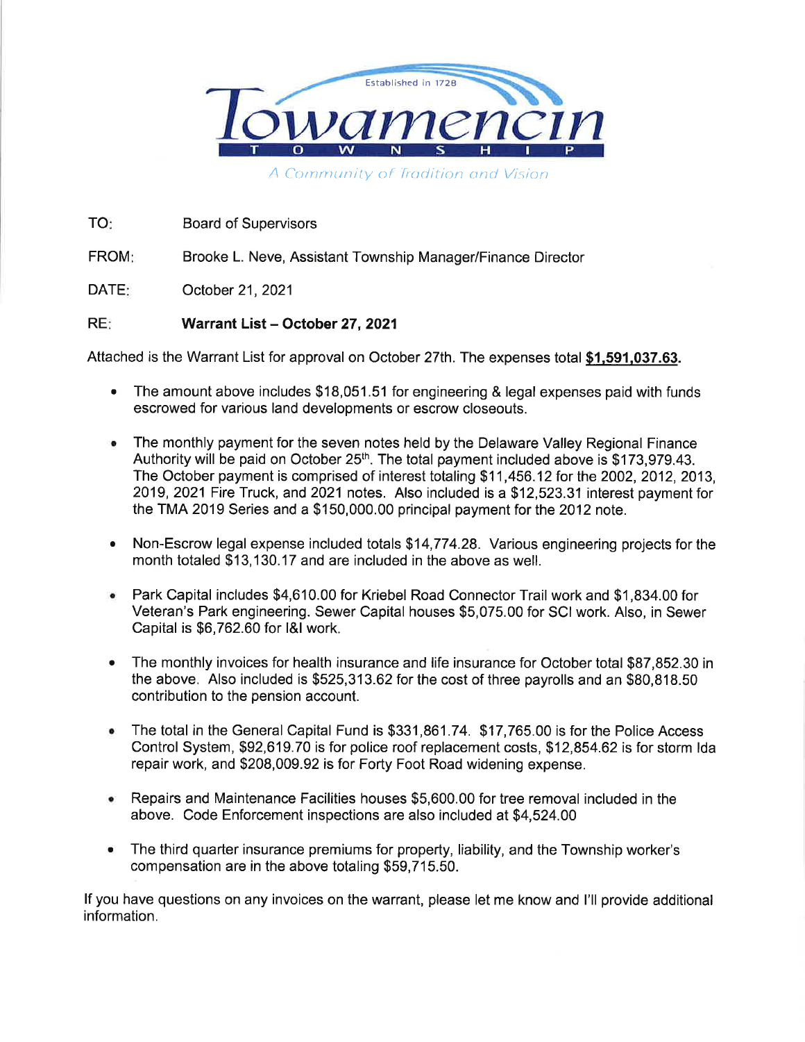Established in 1728

**Towamencin**

**T O W N S H I P**

*A Community of Tradition and Vision*

TO: Board of Supervisors

FROM: Brooke L. Neve, Assistant Township Manager/Finance Director

DATE: October 21, 2021

RE: **Warrant List – October 27, 2021**

Attached is the Warrant List for approval on October 27th. The expenses total **$1,591,037.63**.

- The amount above includes $18,051.51 for engineering & legal expenses paid with funds escrowed for various land developments or escrow closeouts.

- The monthly payment for the seven notes held by the Delaware Valley Regional Finance Authority will be paid on October 25th. The total payment included above is $173,979.43. The October payment is comprised of interest totaling $11,456.12 for the 2002, 2012, 2013, 2019, 2021 Fire Truck, and 2021 notes. Also included is a $12,523.31 interest payment for the TMA 2019 Series and a $150,000.00 principal payment for the 2012 note.

- Non-Escrow legal expense included totals $14,774.28. Various engineering projects for the month totaled $13,130.17 and are included in the above as well.

- Park Capital includes $4,610.00 for Kriebel Road Connector Trail work and $1,834.00 for Veteran's Park engineering. Sewer Capital houses $5,075.00 for SCI work. Also, in Sewer Capital is $6,762.60 for I&I work.

- The monthly invoices for health insurance and life insurance for October total $87,852.30 in the above. Also included is $525,313.62 for the cost of three payrolls and an $80,818.50 contribution to the pension account.

- The total in the General Capital Fund is $331,861.74. $17,765.00 is for the Police Access Control System, $92,619.70 is for police roof replacement costs, $12,854.62 is for storm Ida repair work, and $208,009.92 is for Forty Foot Road widening expense.

- Repairs and Maintenance Facilities houses $5,600.00 for tree removal included in the above. Code Enforcement inspections are also included at $4,524.00

- The third quarter insurance premiums for property, liability, and the Township worker's compensation are in the above totaling $59,715.50.

If you have questions on any invoices on the warrant, please let me know and I'll provide additional information.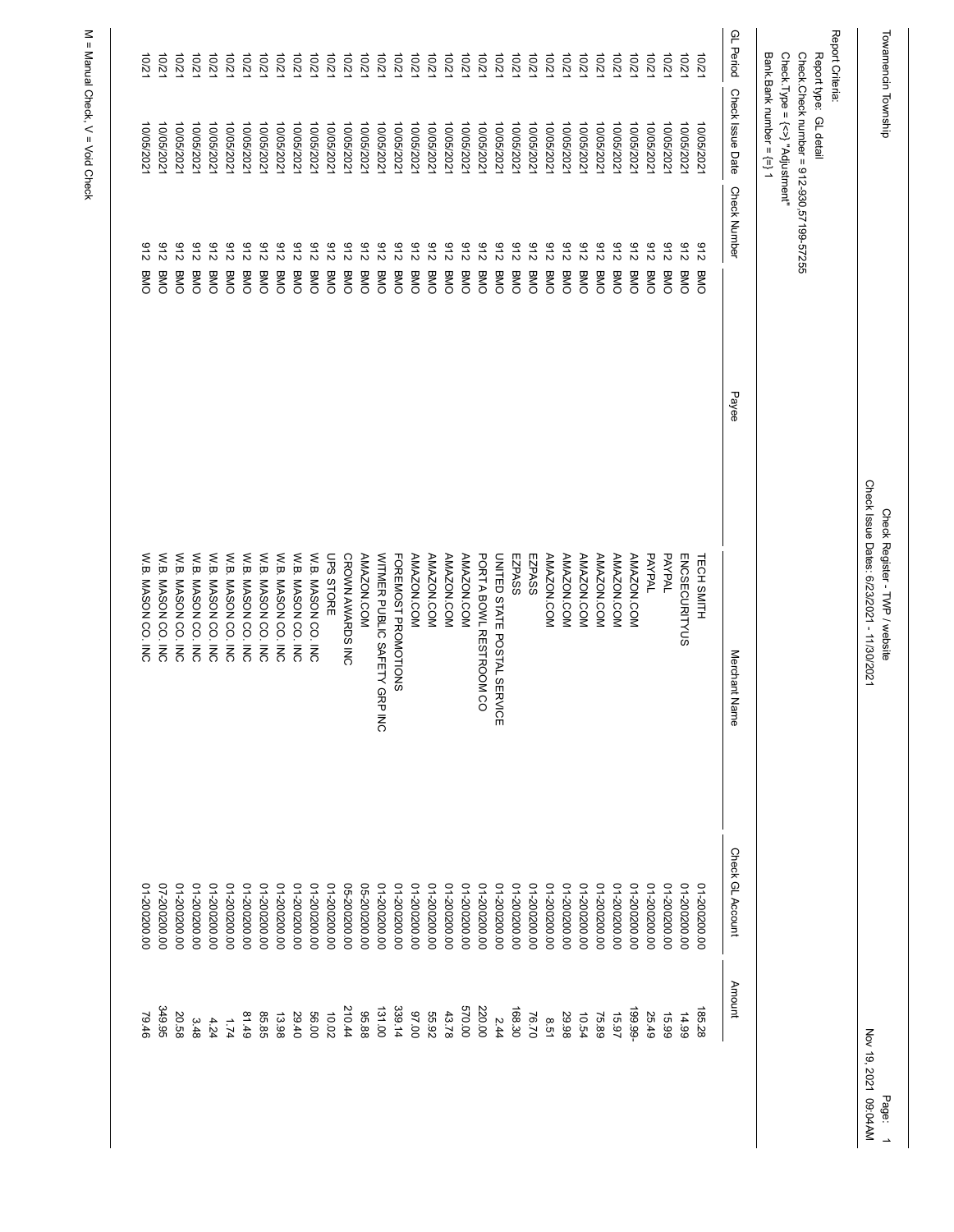Towamencin Township

Check Register - TWP / website
Check Issue Dates: 6/23/2021 - 11/30/2021

Report Criteria:
Report type: GL detail
Check.Check number = 912-930,57199-57255
Check.Type = {<>} "Adjustment"
Bank.Bank number = {=} 1

| GL Period | Check Issue Date | Check Number | Payee | Merchant Name | Check GL Account | Amount |
|---|---|---|---|---|---|---|
| 10/21 | 10/05/2021 | 912 BMO | | TECH SMITH | 01-20200.00 | 185.28 |
| 10/21 | 10/05/2021 | 912 BMO | | ENCSECURITYUS | 01-20200.00 | 14.99 |
| 10/21 | 10/05/2021 | 912 BMO | | PAYPAL | 01-20200.00 | 15.99 |
| 10/21 | 10/05/2021 | 912 BMO | | PAYPAL | 01-20200.00 | 25.49 |
| 10/21 | 10/05/2021 | 912 BMO | | AMAZON.COM | 01-20200.00 | 199.99- |
| 10/21 | 10/05/2021 | 912 BMO | | AMAZON.COM | 01-20200.00 | 15.97 |
| 10/21 | 10/05/2021 | 912 BMO | | AMAZON.COM | 01-20200.00 | 75.89 |
| 10/21 | 10/05/2021 | 912 BMO | | AMAZON.COM | 01-20200.00 | 10.54 |
| 10/21 | 10/05/2021 | 912 BMO | | AMAZON.COM | 01-20200.00 | 29.98 |
| 10/21 | 10/05/2021 | 912 BMO | | AMAZON.COM | 01-20200.00 | 8.51 |
| 10/21 | 10/05/2021 | 912 BMO | | EZPASS | 01-20200.00 | 76.70 |
| 10/21 | 10/05/2021 | 912 BMO | | EZPASS | 01-20200.00 | 168.30 |
| 10/21 | 10/05/2021 | 912 BMO | | UNITED STATE POSTAL SERVICE | 01-20200.00 | 2.44 |
| 10/21 | 10/05/2021 | 912 BMO | | PORT A BOWL RESTROOM CO | 01-20200.00 | 220.00 |
| 10/21 | 10/05/2021 | 912 BMO | | AMAZON.COM | 01-20200.00 | 570.00 |
| 10/21 | 10/05/2021 | 912 BMO | | AMAZON.COM | 01-20200.00 | 43.78 |
| 10/21 | 10/05/2021 | 912 BMO | | AMAZON.COM | 01-20200.00 | 55.92 |
| 10/21 | 10/05/2021 | 912 BMO | | AMAZON.COM | 01-20200.00 | 97.00 |
| 10/21 | 10/05/2021 | 912 BMO | | FOREMOST PROMOTIONS | 01-20200.00 | 339.14 |
| 10/21 | 10/05/2021 | 912 BMO | | WITMER PUBLIC SAFETY GRP INC | 01-20200.00 | 131.00 |
| 10/21 | 10/05/2021 | 912 BMO | | AMAZON.COM | 05-20200.00 | 95.88 |
| 10/21 | 10/05/2021 | 912 BMO | | CROWN AWARDS INC | 05-20200.00 | 210.44 |
| 10/21 | 10/05/2021 | 912 BMO | | UPS STORE | 01-20200.00 | 10.02 |
| 10/21 | 10/05/2021 | 912 BMO | | W.B. MASON CO. INC | 01-20200.00 | 56.00 |
| 10/21 | 10/05/2021 | 912 BMO | | W.B. MASON CO. INC | 01-20200.00 | 29.40 |
| 10/21 | 10/05/2021 | 912 BMO | | W.B. MASON CO. INC | 01-20200.00 | 13.98 |
| 10/21 | 10/05/2021 | 912 BMO | | W.B. MASON CO. INC | 01-20200.00 | 85.85 |
| 10/21 | 10/05/2021 | 912 BMO | | W.B. MASON CO. INC | 01-20200.00 | 81.49 |
| 10/21 | 10/05/2021 | 912 BMO | | W.B. MASON CO. INC | 01-20200.00 | 1.74 |
| 10/21 | 10/05/2021 | 912 BMO | | W.B. MASON CO. INC | 01-20200.00 | 4.24 |
| 10/21 | 10/05/2021 | 912 BMO | | W.B. MASON CO. INC | 01-20200.00 | 3.48 |
| 10/21 | 10/05/2021 | 912 BMO | | W.B. MASON CO. INC | 01-20200.00 | 20.58 |
| 10/21 | 10/05/2021 | 912 BMO | | W.B. MASON CO. INC | 07-20200.00 | 349.95 |
| 10/21 | 10/05/2021 | 912 BMO | | W.B. MASON CO. INC | 01-20200.00 | 79.46 |

M = Manual Check, V = Void Check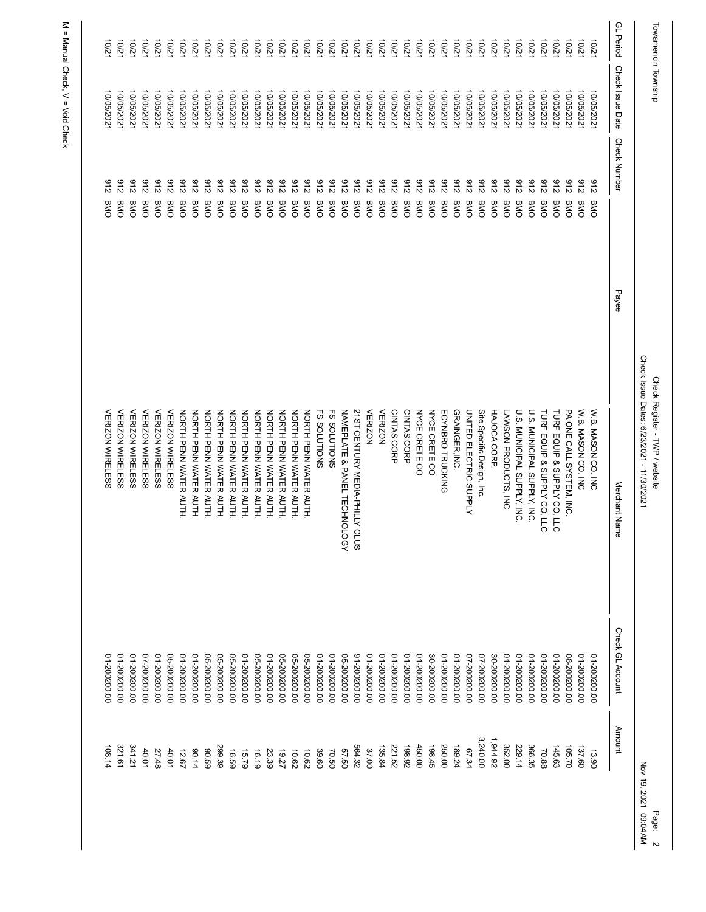Towamencin Township

Check Register - TWP / website
Check Issue Dates: 6/23/2021 - 11/30/2021

| GL Period | Check Issue Date | Check Number | Payee | Merchant Name | Check GL Account | Amount |
|---|---|---|---|---|---|---|
| 10/21 | 10/05/2021 | 912 | BMO | W.B. MASON CO. INC | 01-20200.00 | 13.90 |
| 10/21 | 10/05/2021 | 912 | BMO | W.B. MASON CO. INC | 01-20200.00 | 137.60 |
| 10/21 | 10/05/2021 | 912 | BMO | PA ONE CALL SYSTEM, INC. | 08-20200.00 | 105.70 |
| 10/21 | 10/05/2021 | 912 | BMO | TURF EQUIP & SUPPLY CO, LLC | 01-20200.00 | 145.63 |
| 10/21 | 10/05/2021 | 912 | BMO | TURF EQUIP & SUPPLY CO, LLC | 01-20200.00 | 70.88 |
| 10/21 | 10/05/2021 | 912 | BMO | U.S. MUNICIPAL SUPPLY, INC. | 01-20200.00 | 366.35 |
| 10/21 | 10/05/2021 | 912 | BMO | U.S. MUNICIPAL SUPPLY, INC. | 01-20200.00 | 229.14 |
| 10/21 | 10/05/2021 | 912 | BMO | LAWSON PRODUCTS, INC | 01-20200.00 | 352.00 |
| 10/21 | 10/05/2021 | 912 | BMO | HAJOCA CORP. | 30-20200.00 | 1,944.92 |
| 10/21 | 10/05/2021 | 912 | BMO | Site Specific Design, Inc. | 07-20200.00 | 3,240.00 |
| 10/21 | 10/05/2021 | 912 | BMO | UNITED ELECTRIC SUPPLY | 07-20200.00 | 67.34 |
| 10/21 | 10/05/2021 | 912 | BMO | GRAINGER,INC. | 01-20200.00 | 189.24 |
| 10/21 | 10/05/2021 | 912 | BMO | ECYNBRO TRUCKING | 01-20200.00 | 250.00 |
| 10/21 | 10/05/2021 | 912 | BMO | NYCE CRETE CO | 30-20200.00 | 198.45 |
| 10/21 | 10/05/2021 | 912 | BMO | NYCE CRETE CO | 01-20200.00 | 450.00 |
| 10/21 | 10/05/2021 | 912 | BMO | CINTAS CORP | 01-20200.00 | 198.92 |
| 10/21 | 10/05/2021 | 912 | BMO | CINTAS CORP | 01-20200.00 | 221.52 |
| 10/21 | 10/05/2021 | 912 | BMO | VERIZON | 01-20200.00 | 135.84 |
| 10/21 | 10/05/2021 | 912 | BMO | VERIZON | 01-20200.00 | 37.00 |
| 10/21 | 10/05/2021 | 912 | BMO | 21ST CENTURY MEDIA-PHILLY CLUS | 91-20200.00 | 564.32 |
| 10/21 | 10/05/2021 | 912 | BMO | NAMEPLATE & PANEL TECHNOLOGY | 05-20200.00 | 57.50 |
| 10/21 | 10/05/2021 | 912 | BMO | FS SOLUTIONS | 01-20200.00 | 70.50 |
| 10/21 | 10/05/2021 | 912 | BMO | FS SOLUTIONS | 01-20200.00 | 39.60 |
| 10/21 | 10/05/2021 | 912 | BMO | NORTH PENN WATER AUTH. | 05-20200.00 | 10.62 |
| 10/21 | 10/05/2021 | 912 | BMO | NORTH PENN WATER AUTH. | 05-20200.00 | 10.62 |
| 10/21 | 10/05/2021 | 912 | BMO | NORTH PENN WATER AUTH. | 05-20200.00 | 19.27 |
| 10/21 | 10/05/2021 | 912 | BMO | NORTH PENN WATER AUTH. | 01-20200.00 | 23.39 |
| 10/21 | 10/05/2021 | 912 | BMO | NORTH PENN WATER AUTH. | 05-20200.00 | 16.19 |
| 10/21 | 10/05/2021 | 912 | BMO | NORTH PENN WATER AUTH. | 01-20200.00 | 15.79 |
| 10/21 | 10/05/2021 | 912 | BMO | NORTH PENN WATER AUTH. | 05-20200.00 | 16.59 |
| 10/21 | 10/05/2021 | 912 | BMO | NORTH PENN WATER AUTH. | 05-20200.00 | 299.39 |
| 10/21 | 10/05/2021 | 912 | BMO | NORTH PENN WATER AUTH. | 05-20200.00 | 90.59 |
| 10/21 | 10/05/2021 | 912 | BMO | NORTH PENN WATER AUTH. | 01-20200.00 | 90.14 |
| 10/21 | 10/05/2021 | 912 | BMO | NORTH PENN WATER AUTH. | 01-20200.00 | 12.67 |
| 10/21 | 10/05/2021 | 912 | BMO | VERIZON WIRELESS | 05-20200.00 | 40.01 |
| 10/21 | 10/05/2021 | 912 | BMO | VERIZON WIRELESS | 01-20200.00 | 27.48 |
| 10/21 | 10/05/2021 | 912 | BMO | VERIZON WIRELESS | 07-20200.00 | 40.01 |
| 10/21 | 10/05/2021 | 912 | BMO | VERIZON WIRELESS | 01-20200.00 | 341.21 |
| 10/21 | 10/05/2021 | 912 | BMO | VERIZON WIRELESS | 01-20200.00 | 321.61 |
| 10/21 | 10/05/2021 | 912 | BMO | VERIZON WIRELESS | 01-20200.00 | 108.14 |

M = Manual Check, V = Void Check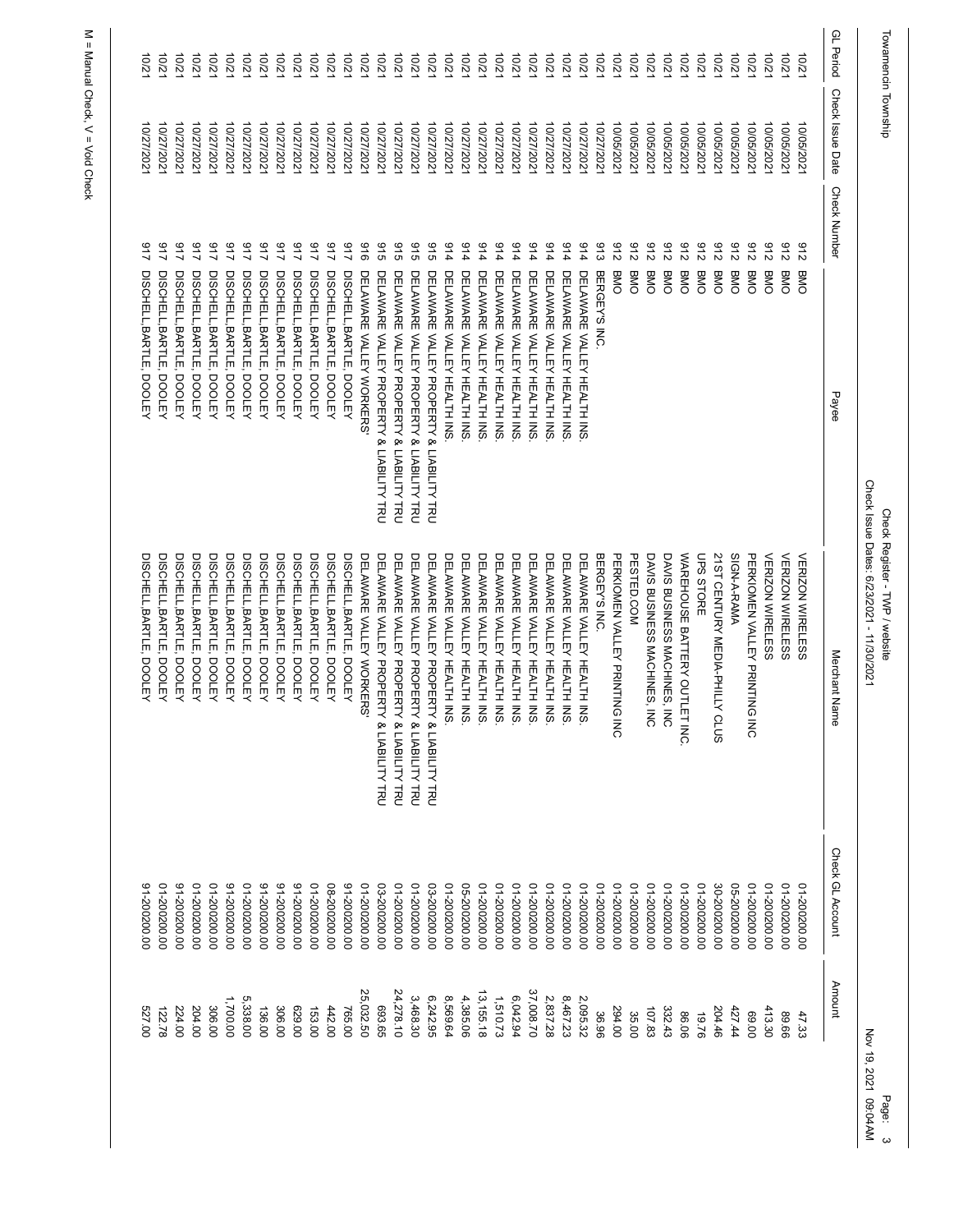Towamencin Township

Check Register - TWP / website

Check Issue Dates: 6/23/2021 - 11/30/2021

| GL Period | Check Issue Date | Check Number | Payee | Merchant Name | Check GL Account | Amount |
|---|---|---|---|---|---|---|
| 10/21 | 10/05/2021 | 912 | BMO | VERIZON WIRELESS | 01-20200.00 | 47.33 |
| 10/21 | 10/05/2021 | 912 | BMO | VERIZON WIRELESS | 01-20200.00 | 89.66 |
| 10/21 | 10/05/2021 | 912 | BMO | VERIZON WIRELESS | 01-20200.00 | 413.30 |
| 10/21 | 10/05/2021 | 912 | BMO | PERKIOMEN VALLEY PRINTING INC | 01-20200.00 | 69.00 |
| 10/21 | 10/05/2021 | 912 | BMO | SIGN-A-RAMA | 05-20200.00 | 427.44 |
| 10/21 | 10/05/2021 | 912 | BMO | 21ST CENTURY MEDIA-PHILLY CLUS | 30-20200.00 | 204.46 |
| 10/21 | 10/05/2021 | 912 | BMO | UPS STORE | 01-20200.00 | 19.76 |
| 10/21 | 10/05/2021 | 912 | BMO | WAREHOUSE BATTERY OUTLET INC. | 01-20200.00 | 86.06 |
| 10/21 | 10/05/2021 | 912 | BMO | DAVIS BUSINESS MACHINES, INC | 01-20200.00 | 332.43 |
| 10/21 | 10/05/2021 | 912 | BMO | DAVIS BUSINESS MACHINES, INC | 01-20200.00 | 107.83 |
| 10/21 | 10/05/2021 | 912 | BMO | PESTED.COM | 01-20200.00 | 35.00 |
| 10/21 | 10/05/2021 | 912 | BMO | PERKIOMEN VALLEY PRINTING INC | 01-20200.00 | 294.00 |
| 10/21 | 10/27/2021 | 913 | BERGEY'S INC. | BERGEY'S INC. | 01-20200.00 | 36.96 |
| 10/21 | 10/27/2021 | 914 | DELAWARE VALLEY HEALTH INS. | DELAWARE VALLEY HEALTH INS. | 01-20200.00 | 2,095.32 |
| 10/21 | 10/27/2021 | 914 | DELAWARE VALLEY HEALTH INS. | DELAWARE VALLEY HEALTH INS. | 01-20200.00 | 8,467.23 |
| 10/21 | 10/27/2021 | 914 | DELAWARE VALLEY HEALTH INS. | DELAWARE VALLEY HEALTH INS. | 01-20200.00 | 2,837.28 |
| 10/21 | 10/27/2021 | 914 | DELAWARE VALLEY HEALTH INS. | DELAWARE VALLEY HEALTH INS. | 01-20200.00 | 37,008.70 |
| 10/21 | 10/27/2021 | 914 | DELAWARE VALLEY HEALTH INS. | DELAWARE VALLEY HEALTH INS. | 01-20200.00 | 6,042.94 |
| 10/21 | 10/27/2021 | 914 | DELAWARE VALLEY HEALTH INS. | DELAWARE VALLEY HEALTH INS. | 01-20200.00 | 1,510.73 |
| 10/21 | 10/27/2021 | 914 | DELAWARE VALLEY HEALTH INS. | DELAWARE VALLEY HEALTH INS. | 01-20200.00 | 13,155.18 |
| 10/21 | 10/27/2021 | 914 | DELAWARE VALLEY HEALTH INS. | DELAWARE VALLEY HEALTH INS. | 05-20200.00 | 4,385.06 |
| 10/21 | 10/27/2021 | 914 | DELAWARE VALLEY HEALTH INS. | DELAWARE VALLEY HEALTH INS. | 01-20200.00 | 8,569.64 |
| 10/21 | 10/27/2021 | 915 | DELAWARE VALLEY PROPERTY & LIABILITY TRU | DELAWARE VALLEY PROPERTY & LIABILITY TRU | 03-20200.00 | 6,242.95 |
| 10/21 | 10/27/2021 | 915 | DELAWARE VALLEY PROPERTY & LIABILITY TRU | DELAWARE VALLEY PROPERTY & LIABILITY TRU | 01-20200.00 | 3,468.30 |
| 10/21 | 10/27/2021 | 915 | DELAWARE VALLEY PROPERTY & LIABILITY TRU | DELAWARE VALLEY PROPERTY & LIABILITY TRU | 01-20200.00 | 24,278.10 |
| 10/21 | 10/27/2021 | 915 | DELAWARE VALLEY PROPERTY & LIABILITY TRU | DELAWARE VALLEY PROPERTY & LIABILITY TRU | 03-20200.00 | 693.65 |
| 10/21 | 10/27/2021 | 916 | DELAWARE VALLEY WORKERS' | DELAWARE VALLEY WORKERS' | 01-20200.00 | 25,032.50 |
| 10/21 | 10/27/2021 | 917 | DISCHELL,BARTLE, DOOLEY | DISCHELL,BARTLE, DOOLEY | 91-20200.00 | 765.00 |
| 10/21 | 10/27/2021 | 917 | DISCHELL,BARTLE, DOOLEY | DISCHELL,BARTLE, DOOLEY | 08-20200.00 | 442.00 |
| 10/21 | 10/27/2021 | 917 | DISCHELL,BARTLE, DOOLEY | DISCHELL,BARTLE, DOOLEY | 01-20200.00 | 153.00 |
| 10/21 | 10/27/2021 | 917 | DISCHELL,BARTLE, DOOLEY | DISCHELL,BARTLE, DOOLEY | 91-20200.00 | 629.00 |
| 10/21 | 10/27/2021 | 917 | DISCHELL,BARTLE, DOOLEY | DISCHELL,BARTLE, DOOLEY | 91-20200.00 | 306.00 |
| 10/21 | 10/27/2021 | 917 | DISCHELL,BARTLE, DOOLEY | DISCHELL,BARTLE, DOOLEY | 91-20200.00 | 136.00 |
| 10/21 | 10/27/2021 | 917 | DISCHELL,BARTLE, DOOLEY | DISCHELL,BARTLE, DOOLEY | 01-20200.00 | 5,338.00 |
| 10/21 | 10/27/2021 | 917 | DISCHELL,BARTLE, DOOLEY | DISCHELL,BARTLE, DOOLEY | 91-20200.00 | 1,700.00 |
| 10/21 | 10/27/2021 | 917 | DISCHELL,BARTLE, DOOLEY | DISCHELL,BARTLE, DOOLEY | 01-20200.00 | 306.00 |
| 10/21 | 10/27/2021 | 917 | DISCHELL,BARTLE, DOOLEY | DISCHELL,BARTLE, DOOLEY | 91-20200.00 | 204.00 |
| 10/21 | 10/27/2021 | 917 | DISCHELL,BARTLE, DOOLEY | DISCHELL,BARTLE, DOOLEY | 01-20200.00 | 224.00 |
| 10/21 | 10/27/2021 | 917 | DISCHELL,BARTLE, DOOLEY | DISCHELL,BARTLE, DOOLEY | 01-20200.00 | 122.78 |
| 10/21 | 10/27/2021 | 917 | DISCHELL,BARTLE, DOOLEY | DISCHELL,BARTLE, DOOLEY | 91-20200.00 | 527.00 |

M = Manual Check, V = Void Check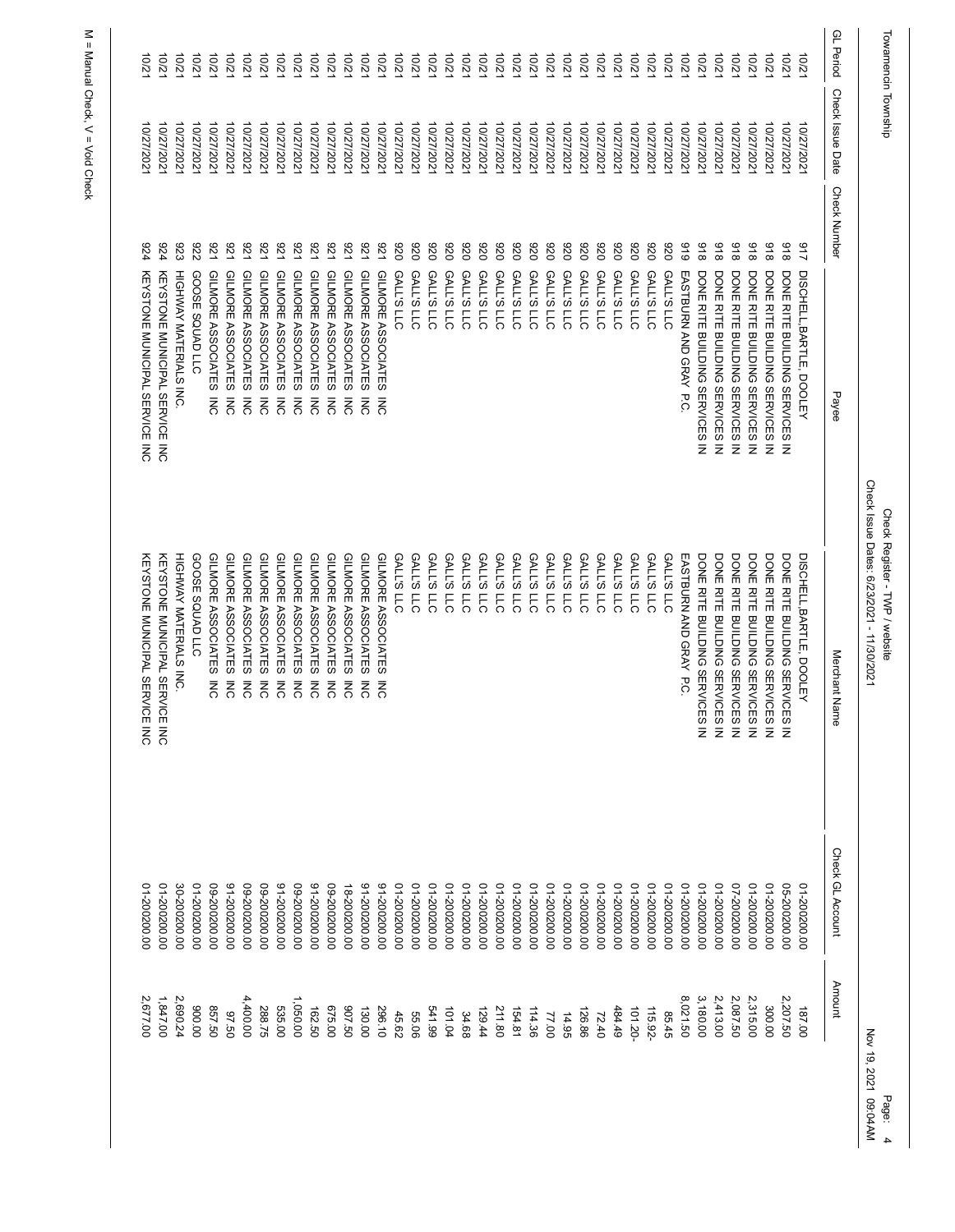Towamencin Township

Check Register - TWP / website
Check Issue Dates: 6/23/2021 - 11/30/2021

| GL Period | Check Issue Date | Check Number | Payee | Merchant Name | Check GL Account | Amount |
|---|---|---|---|---|---|---|
| 10/21 | 10/27/2021 | 917 | DISCHELL,BARTLE, DOOLEY | DISCHELL,BARTLE, DOOLEY | 01-20200.00 | 187.00 |
| 10/21 | 10/27/2021 | 918 | DONE RITE BUILDING SERVICES IN | DONE RITE BUILDING SERVICES IN | 05-20200.00 | 2,207.50 |
| 10/21 | 10/27/2021 | 918 | DONE RITE BUILDING SERVICES IN | DONE RITE BUILDING SERVICES IN | 01-20200.00 | 300.00 |
| 10/21 | 10/27/2021 | 918 | DONE RITE BUILDING SERVICES IN | DONE RITE BUILDING SERVICES IN | 01-20200.00 | 2,315.00 |
| 10/21 | 10/27/2021 | 918 | DONE RITE BUILDING SERVICES IN | DONE RITE BUILDING SERVICES IN | 07-20200.00 | 2,087.50 |
| 10/21 | 10/27/2021 | 918 | DONE RITE BUILDING SERVICES IN | DONE RITE BUILDING SERVICES IN | 01-20200.00 | 2,413.00 |
| 10/21 | 10/27/2021 | 918 | DONE RITE BUILDING SERVICES IN | DONE RITE BUILDING SERVICES IN | 01-20200.00 | 3,180.00 |
| 10/21 | 10/27/2021 | 919 | EASTBURN AND GRAY P.C. | EASTBURN AND GRAY P.C. | 01-20200.00 | 8,021.50 |
| 10/21 | 10/27/2021 | 920 | GALL'S LLC | GALL'S LLC | 01-20200.00 | 85.45 |
| 10/21 | 10/27/2021 | 920 | GALL'S LLC | GALL'S LLC | 01-20200.00 | 115.92- |
| 10/21 | 10/27/2021 | 920 | GALL'S LLC | GALL'S LLC | 01-20200.00 | 101.20- |
| 10/21 | 10/27/2021 | 920 | GALL'S LLC | GALL'S LLC | 01-20200.00 | 484.49 |
| 10/21 | 10/27/2021 | 920 | GALL'S LLC | GALL'S LLC | 01-20200.00 | 72.40 |
| 10/21 | 10/27/2021 | 920 | GALL'S LLC | GALL'S LLC | 01-20200.00 | 126.86 |
| 10/21 | 10/27/2021 | 920 | GALL'S LLC | GALL'S LLC | 01-20200.00 | 14.95 |
| 10/21 | 10/27/2021 | 920 | GALL'S LLC | GALL'S LLC | 01-20200.00 | 114.36 |
| 10/21 | 10/27/2021 | 920 | GALL'S LLC | GALL'S LLC | 01-20200.00 | 77.00 |
| 10/21 | 10/27/2021 | 920 | GALL'S LLC | GALL'S LLC | 01-20200.00 | 154.81 |
| 10/21 | 10/27/2021 | 920 | GALL'S LLC | GALL'S LLC | 01-20200.00 | 211.80 |
| 10/21 | 10/27/2021 | 920 | GALL'S LLC | GALL'S LLC | 01-20200.00 | 129.44 |
| 10/21 | 10/27/2021 | 920 | GALL'S LLC | GALL'S LLC | 01-20200.00 | 34.68 |
| 10/21 | 10/27/2021 | 920 | GALL'S LLC | GALL'S LLC | 01-20200.00 | 101.04 |
| 10/21 | 10/27/2021 | 920 | GALL'S LLC | GALL'S LLC | 01-20200.00 | 541.99 |
| 10/21 | 10/27/2021 | 920 | GALL'S LLC | GALL'S LLC | 01-20200.00 | 55.06 |
| 10/21 | 10/27/2021 | 920 | GALL'S LLC | GALL'S LLC | 01-20200.00 | 45.62 |
| 10/21 | 10/27/2021 | 921 | GILMORE ASSOCIATES INC | GILMORE ASSOCIATES INC | 91-20200.00 | 296.10 |
| 10/21 | 10/27/2021 | 921 | GILMORE ASSOCIATES INC | GILMORE ASSOCIATES INC | 91-20200.00 | 130.00 |
| 10/21 | 10/27/2021 | 921 | GILMORE ASSOCIATES INC | GILMORE ASSOCIATES INC | 18-20200.00 | 907.50 |
| 10/21 | 10/27/2021 | 921 | GILMORE ASSOCIATES INC | GILMORE ASSOCIATES INC | 09-20200.00 | 675.00 |
| 10/21 | 10/27/2021 | 921 | GILMORE ASSOCIATES INC | GILMORE ASSOCIATES INC | 91-20200.00 | 162.50 |
| 10/21 | 10/27/2021 | 921 | GILMORE ASSOCIATES INC | GILMORE ASSOCIATES INC | 09-20200.00 | 1,050.00 |
| 10/21 | 10/27/2021 | 921 | GILMORE ASSOCIATES INC | GILMORE ASSOCIATES INC | 91-20200.00 | 535.00 |
| 10/21 | 10/27/2021 | 921 | GILMORE ASSOCIATES INC | GILMORE ASSOCIATES INC | 09-20200.00 | 288.75 |
| 10/21 | 10/27/2021 | 921 | GILMORE ASSOCIATES INC | GILMORE ASSOCIATES INC | 09-20200.00 | 4,400.00 |
| 10/21 | 10/27/2021 | 921 | GILMORE ASSOCIATES INC | GILMORE ASSOCIATES INC | 91-20200.00 | 97.50 |
| 10/21 | 10/27/2021 | 921 | GILMORE ASSOCIATES INC | GILMORE ASSOCIATES INC | 09-20200.00 | 857.50 |
| 10/21 | 10/27/2021 | 922 | GOOSE SQUAD LLC | GOOSE SQUAD LLC | 01-20200.00 | 900.00 |
| 10/21 | 10/27/2021 | 923 | HIGHWAY MATERIALS INC. | HIGHWAY MATERIALS INC. | 30-20200.00 | 2,690.24 |
| 10/21 | 10/27/2021 | 924 | KEYSTONE MUNICIPAL SERVICE INC | KEYSTONE MUNICIPAL SERVICE INC | 01-20200.00 | 1,847.00 |
| 10/21 | 10/27/2021 | 924 | KEYSTONE MUNICIPAL SERVICE INC | KEYSTONE MUNICIPAL SERVICE INC | 01-20200.00 | 2,677.00 |

M = Manual Check, V = Void Check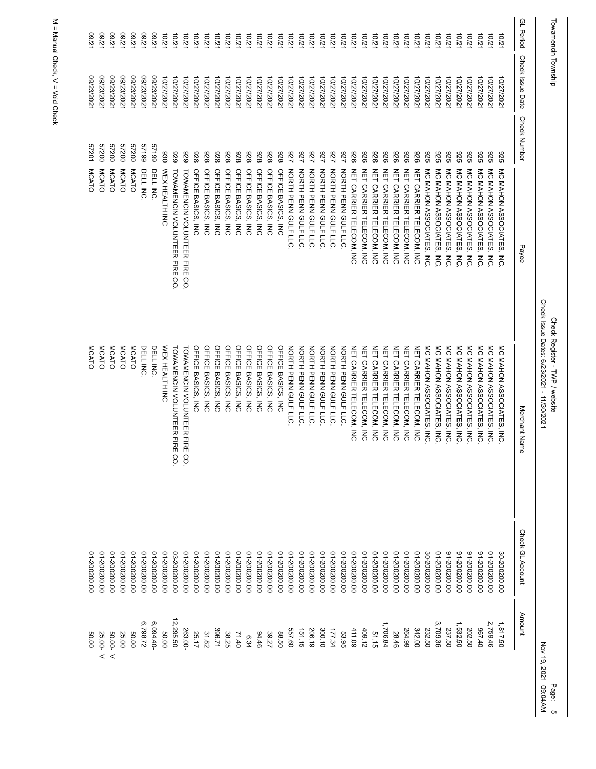Towamencin Township

Check Register - TWP / website
Check Issue Dates: 6/23/2021 - 11/30/2021

| GL Period | Check Issue Date | Check Number | Payee | Merchant Name | Check GL Account | Amount |
|---|---|---|---|---|---|---|
| 10/21 | 10/27/2021 | 925 | MC MAHON ASSOCIATES, INC. | MC MAHON ASSOCIATES, INC. | 30-20200.00 | 1,817.50 |
| 10/21 | 10/27/2021 | 925 | MC MAHON ASSOCIATES, INC. | MC MAHON ASSOCIATES, INC. | 01-20200.00 | 2,759.46 |
| 10/21 | 10/27/2021 | 925 | MC MAHON ASSOCIATES, INC. | MC MAHON ASSOCIATES, INC. | 91-20200.00 | 967.40 |
| 10/21 | 10/27/2021 | 925 | MC MAHON ASSOCIATES, INC. | MC MAHON ASSOCIATES, INC. | 91-20200.00 | 202.50 |
| 10/21 | 10/27/2021 | 925 | MC MAHON ASSOCIATES, INC. | MC MAHON ASSOCIATES, INC. | 91-20200.00 | 1,532.50 |
| 10/21 | 10/27/2021 | 925 | MC MAHON ASSOCIATES, INC. | MC MAHON ASSOCIATES, INC. | 91-20200.00 | 237.50 |
| 10/21 | 10/27/2021 | 925 | MC MAHON ASSOCIATES, INC. | MC MAHON ASSOCIATES, INC. | 01-20200.00 | 3,709.36 |
| 10/21 | 10/27/2021 | 925 | MC MAHON ASSOCIATES, INC. | MC MAHON ASSOCIATES, INC. | 30-20200.00 | 232.50 |
| 10/21 | 10/27/2021 | 926 | NET CARRIER TELECOM, INC | NET CARRIER TELECOM, INC | 01-20200.00 | 342.00 |
| 10/21 | 10/27/2021 | 926 | NET CARRIER TELECOM, INC | NET CARRIER TELECOM, INC | 01-20200.00 | 264.99 |
| 10/21 | 10/27/2021 | 926 | NET CARRIER TELECOM, INC | NET CARRIER TELECOM, INC | 01-20200.00 | 28.46 |
| 10/21 | 10/27/2021 | 926 | NET CARRIER TELECOM, INC | NET CARRIER TELECOM, INC | 01-20200.00 | 1,706.84 |
| 10/21 | 10/27/2021 | 926 | NET CARRIER TELECOM, INC | NET CARRIER TELECOM, INC | 01-20200.00 | 51.15 |
| 10/21 | 10/27/2021 | 926 | NET CARRIER TELECOM, INC | NET CARRIER TELECOM, INC | 01-20200.00 | 409.12 |
| 10/21 | 10/27/2021 | 926 | NET CARRIER TELECOM, INC | NET CARRIER TELECOM, INC | 01-20200.00 | 411.09 |
| 10/21 | 10/27/2021 | 927 | NORTH PENN GULF LLC. | NORTH PENN GULF LLC. | 01-20200.00 | 53.95 |
| 10/21 | 10/27/2021 | 927 | NORTH PENN GULF LLC. | NORTH PENN GULF LLC. | 01-20200.00 | 177.34 |
| 10/21 | 10/27/2021 | 927 | NORTH PENN GULF LLC. | NORTH PENN GULF LLC. | 01-20200.00 | 300.10 |
| 10/21 | 10/27/2021 | 927 | NORTH PENN GULF LLC. | NORTH PENN GULF LLC. | 01-20200.00 | 206.19 |
| 10/21 | 10/27/2021 | 927 | NORTH PENN GULF LLC. | NORTH PENN GULF LLC. | 01-20200.00 | 151.15 |
| 10/21 | 10/27/2021 | 927 | NORTH PENN GULF LLC. | NORTH PENN GULF LLC. | 01-20200.00 | 557.60 |
| 10/21 | 10/27/2021 | 928 | OFFICE BASICS, INC | OFFICE BASICS, INC | 01-20200.00 | 88.50 |
| 10/21 | 10/27/2021 | 928 | OFFICE BASICS, INC | OFFICE BASICS, INC | 01-20200.00 | 39.27 |
| 10/21 | 10/27/2021 | 928 | OFFICE BASICS, INC | OFFICE BASICS, INC | 01-20200.00 | 94.46 |
| 10/21 | 10/27/2021 | 928 | OFFICE BASICS, INC | OFFICE BASICS, INC | 01-20200.00 | 6.34 |
| 10/21 | 10/27/2021 | 928 | OFFICE BASICS, INC | OFFICE BASICS, INC | 01-20200.00 | 71.40 |
| 10/21 | 10/27/2021 | 928 | OFFICE BASICS, INC | OFFICE BASICS, INC | 01-20200.00 | 38.25 |
| 10/21 | 10/27/2021 | 928 | OFFICE BASICS, INC | OFFICE BASICS, INC | 01-20200.00 | 396.71 |
| 10/21 | 10/27/2021 | 928 | OFFICE BASICS, INC | OFFICE BASICS, INC | 01-20200.00 | 31.82 |
| 10/21 | 10/27/2021 | 928 | OFFICE BASICS, INC | OFFICE BASICS, INC | 01-20200.00 | 25.17 |
| 10/21 | 10/27/2021 | 929 | TOWAMENCIN VOLUNTEER FIRE CO. | TOWAMENCIN VOLUNTEER FIRE CO. | 01-20200.00 | 263.00- |
| 10/21 | 10/27/2021 | 929 | TOWAMENCIN VOLUNTEER FIRE CO. | TOWAMENCIN VOLUNTEER FIRE CO. | 03-20200.00 | 12,295.50 |
| 10/21 | 10/27/2021 | 930 | WEX HEALTH INC | WEX HEALTH INC | 01-20200.00 | 50.00 |
| 09/21 | 09/23/2021 | 57199 | DELL INC. | DELL INC. | 01-20200.00 | 6,094.40- |
| 09/21 | 09/23/2021 | 57199 | DELL INC. | DELL INC. | 01-20200.00 | 6,798.72 |
| 09/21 | 09/23/2021 | 57200 | MCATO | MCATO | 01-20200.00 | 50.00 |
| 09/21 | 09/23/2021 | 57200 | MCATO | MCATO | 01-20200.00 | 25.00 |
| 09/21 | 09/23/2021 | 57200 | MCATO | MCATO | 01-20200.00 | 50.00- V |
| 09/21 | 09/23/2021 | 57200 | MCATO | MCATO | 01-20200.00 | 25.00- V |
| 09/21 | 09/23/2021 | 57201 | MCATO | MCATO | 01-20200.00 | 50.00 |

M = Manual Check, V = Void Check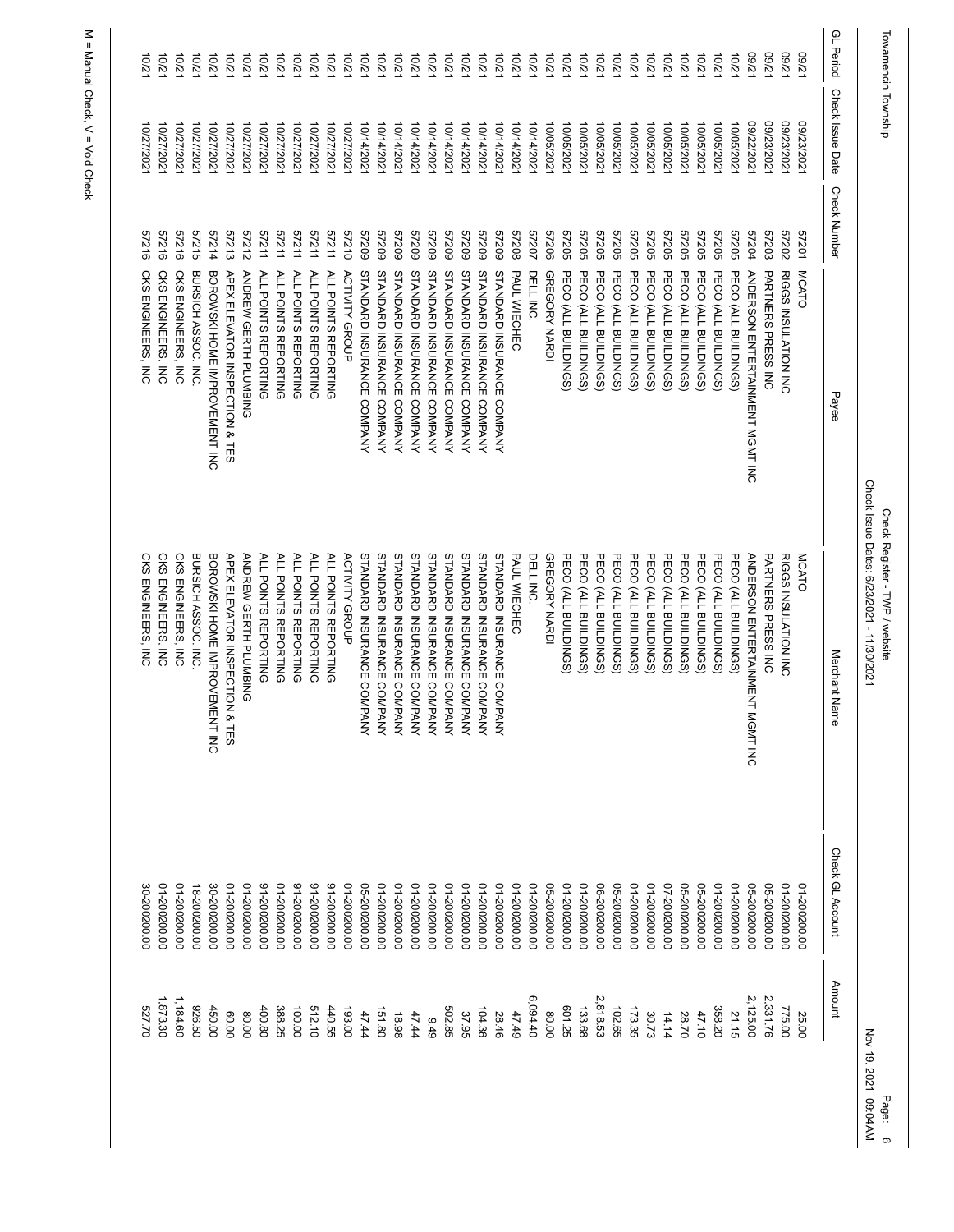Towamencin Township

Check Register - TWP / website

Check Issue Dates: 6/23/2021 - 11/30/2021

| GL Period | Check Issue Date | Check Number | Payee | Merchant Name | Check GL Account | Amount |
|---|---|---|---|---|---|---|
| 09/21 | 09/23/2021 | 57201 | MCATO | MCATO | 01-20200.00 | 25.00 |
| 09/21 | 09/23/2021 | 57202 | RIGGS INSULATON INC | RIGGS INSULATION INC | 01-20200.00 | 775.00 |
| 09/21 | 09/23/2021 | 57203 | PARTNERS PRESS INC | PARTNERS PRESS INC | 05-20200.00 | 2,331.76 |
| 09/21 | 09/22/2021 | 57204 | ANDERSON ENTERTAINMENT MGMT INC | ANDERSON ENTERTAINMENT MGMT INC | 05-20200.00 | 2,125.00 |
| 10/21 | 10/05/2021 | 57205 | PECO (ALL BUILDINGS) | PECO (ALL BUILDINGS) | 01-20200.00 | 21.15 |
| 10/21 | 10/05/2021 | 57205 | PECO (ALL BUILDINGS) | PECO (ALL BUILDINGS) | 01-20200.00 | 358.20 |
| 10/21 | 10/05/2021 | 57205 | PECO (ALL BUILDINGS) | PECO (ALL BUILDINGS) | 05-20200.00 | 47.10 |
| 10/21 | 10/05/2021 | 57205 | PECO (ALL BUILDINGS) | PECO (ALL BUILDINGS) | 05-20200.00 | 28.70 |
| 10/21 | 10/05/2021 | 57205 | PECO (ALL BUILDINGS) | PECO (ALL BUILDINGS) | 07-20200.00 | 14.14 |
| 10/21 | 10/05/2021 | 57205 | PECO (ALL BUILDINGS) | PECO (ALL BUILDINGS) | 01-20200.00 | 30.73 |
| 10/21 | 10/05/2021 | 57205 | PECO (ALL BUILDINGS) | PECO (ALL BUILDINGS) | 01-20200.00 | 173.35 |
| 10/21 | 10/05/2021 | 57205 | PECO (ALL BUILDINGS) | PECO (ALL BUILDINGS) | 05-20200.00 | 102.65 |
| 10/21 | 10/05/2021 | 57205 | PECO (ALL BUILDINGS) | PECO (ALL BUILDINGS) | 06-20200.00 | 2,818.53 |
| 10/21 | 10/05/2021 | 57205 | PECO (ALL BUILDINGS) | PECO (ALL BUILDINGS) | 01-20200.00 | 133.68 |
| 10/21 | 10/05/2021 | 57205 | PECO (ALL BUILDINGS) | PECO (ALL BUILDINGS) | 01-20200.00 | 601.25 |
| 10/21 | 10/05/2021 | 57206 | GREGORY NARDI | GREGORY NARDI | 05-20200.00 | 80.00 |
| 10/21 | 10/14/2021 | 57207 | DELL INC. | DELL INC. | 01-20200.00 | 6,094.40 |
| 10/21 | 10/14/2021 | 57208 | PAUL WIECHEC | PAUL WIECHEC | 01-20200.00 | 47.49 |
| 10/21 | 10/14/2021 | 57209 | STANDARD INSURANCE COMPANY | STANDARD INSURANCE COMPANY | 01-20200.00 | 28.46 |
| 10/21 | 10/14/2021 | 57209 | STANDARD INSURANCE COMPANY | STANDARD INSURANCE COMPANY | 01-20200.00 | 104.36 |
| 10/21 | 10/14/2021 | 57209 | STANDARD INSURANCE COMPANY | STANDARD INSURANCE COMPANY | 01-20200.00 | 37.95 |
| 10/21 | 10/14/2021 | 57209 | STANDARD INSURANCE COMPANY | STANDARD INSURANCE COMPANY | 01-20200.00 | 502.85 |
| 10/21 | 10/14/2021 | 57209 | STANDARD INSURANCE COMPANY | STANDARD INSURANCE COMPANY | 01-20200.00 | 9.49 |
| 10/21 | 10/14/2021 | 57209 | STANDARD INSURANCE COMPANY | STANDARD INSURANCE COMPANY | 01-20200.00 | 47.44 |
| 10/21 | 10/14/2021 | 57209 | STANDARD INSURANCE COMPANY | STANDARD INSURANCE COMPANY | 01-20200.00 | 18.98 |
| 10/21 | 10/14/2021 | 57209 | STANDARD INSURANCE COMPANY | STANDARD INSURANCE COMPANY | 01-20200.00 | 151.80 |
| 10/21 | 10/14/2021 | 57209 | STANDARD INSURANCE COMPANY | STANDARD INSURANCE COMPANY | 05-20200.00 | 47.44 |
| 10/21 | 10/27/2021 | 57210 | ACTIVITY GROUP | ACTIVITY GROUP | 01-20200.00 | 193.00 |
| 10/21 | 10/27/2021 | 57211 | ALL POINTS REPORTING | ALL POINTS REPORTING | 91-20200.00 | 440.55 |
| 10/21 | 10/27/2021 | 57211 | ALL POINTS REPORTING | ALL POINTS REPORTING | 91-20200.00 | 512.10 |
| 10/21 | 10/27/2021 | 57211 | ALL POINTS REPORTING | ALL POINTS REPORTING | 91-20200.00 | 100.00 |
| 10/21 | 10/27/2021 | 57211 | ALL POINTS REPORTING | ALL POINTS REPORTING | 01-20200.00 | 388.25 |
| 10/21 | 10/27/2021 | 57211 | ALL POINTS REPORTING | ALL POINTS REPORTING | 91-20200.00 | 400.80 |
| 10/21 | 10/27/2021 | 57212 | ANDREW GERTH PLUMBING | ANDREW GERTH PLUMBING | 01-20200.00 | 80.00 |
| 10/21 | 10/27/2021 | 57213 | APEX ELEVATOR INSPECTION & TES | APEX ELEVATOR INSPECTION & TES | 01-20200.00 | 60.00 |
| 10/21 | 10/27/2021 | 57214 | BOROWSKI HOME IMPROVEMENT INC | BOROWSKI HOME IMPROVEMENT INC | 30-20200.00 | 450.00 |
| 10/21 | 10/27/2021 | 57215 | BURSICH ASSOC. INC. | BURSICH ASSOC. INC. | 18-20200.00 | 926.50 |
| 10/21 | 10/27/2021 | 57216 | CKS ENGINEERS, INC | CKS ENGINEERS, INC | 01-20200.00 | 1,184.60 |
| 10/21 | 10/27/2021 | 57216 | CKS ENGINEERS, INC | CKS ENGINEERS, INC | 01-20200.00 | 1,873.30 |
| 10/21 | 10/27/2021 | 57216 | CKS ENGINEERS, INC | CKS ENGINEERS, INC | 30-20200.00 | 527.70 |

M = Manual Check, V = Void Check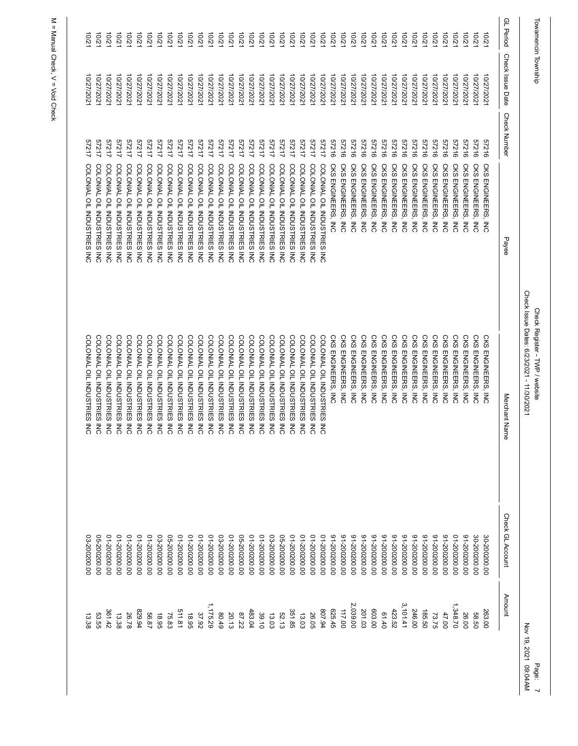Towamencin Township

Check Register - TWP / website
Check Issue Dates: 6/23/2021 - 11/30/2021

| GL Period | Check Issue Date | Check Number | Payee | Merchant Name | Check GL Account | Amount |
|---|---|---|---|---|---|---|
| 10/21 | 10/27/2021 | 57216 | CKS ENGINEERS, INC | CKS ENGINEERS, INC | 30-20200.00 | 263.00 |
| 10/21 | 10/27/2021 | 57216 | CKS ENGINEERS, INC | CKS ENGINEERS, INC | 30-20200.00 | 58.50 |
| 10/21 | 10/27/2021 | 57216 | CKS ENGINEERS, INC | CKS ENGINEERS, INC | 91-20200.00 | 26.00 |
| 10/21 | 10/27/2021 | 57216 | CKS ENGINEERS, INC | CKS ENGINEERS, INC | 01-20200.00 | 1,348.70 |
| 10/21 | 10/27/2021 | 57216 | CKS ENGINEERS, INC | CKS ENGINEERS, INC | 91-20200.00 | 47.00 |
| 10/21 | 10/27/2021 | 57216 | CKS ENGINEERS, INC | CKS ENGINEERS, INC | 91-20200.00 | 73.75 |
| 10/21 | 10/27/2021 | 57216 | CKS ENGINEERS, INC | CKS ENGINEERS, INC | 91-20200.00 | 185.50 |
| 10/21 | 10/27/2021 | 57216 | CKS ENGINEERS, INC | CKS ENGINEERS, INC | 91-20200.00 | 246.00 |
| 10/21 | 10/27/2021 | 57216 | CKS ENGINEERS, INC | CKS ENGINEERS, INC | 91-20200.00 | 3,101.41 |
| 10/21 | 10/27/2021 | 57216 | CKS ENGINEERS, INC | CKS ENGINEERS, INC | 91-20200.00 | 423.52 |
| 10/21 | 10/27/2021 | 57216 | CKS ENGINEERS, INC | CKS ENGINEERS, INC | 91-20200.00 | 61.40 |
| 10/21 | 10/27/2021 | 57216 | CKS ENGINEERS, INC | CKS ENGINEERS, INC | 91-20200.00 | 603.00 |
| 10/21 | 10/27/2021 | 57216 | CKS ENGINEERS, INC | CKS ENGINEERS, INC | 91-20200.00 | 201.03 |
| 10/21 | 10/27/2021 | 57216 | CKS ENGINEERS, INC | CKS ENGINEERS, INC | 91-20200.00 | 2,039.00 |
| 10/21 | 10/27/2021 | 57216 | CKS ENGINEERS, INC | CKS ENGINEERS, INC | 91-20200.00 | 117.00 |
| 10/21 | 10/27/2021 | 57216 | CKS ENGINEERS, INC | CKS ENGINEERS, INC | 91-20200.00 | 625.45 |
| 10/21 | 10/27/2021 | 57217 | COLONIAL OIL INDUSTRIES INC | COLONIAL OIL INDUSTRIES INC | 01-20200.00 | 807.94 |
| 10/21 | 10/27/2021 | 57217 | COLONIAL OIL INDUSTRIES INC | COLONIAL OIL INDUSTRIES INC | 01-20200.00 | 26.05 |
| 10/21 | 10/27/2021 | 57217 | COLONIAL OIL INDUSTRIES INC | COLONIAL OIL INDUSTRIES INC | 01-20200.00 | 13.03 |
| 10/21 | 10/27/2021 | 57217 | COLONIAL OIL INDUSTRIES INC | COLONIAL OIL INDUSTRIES INC | 01-20200.00 | 351.85 |
| 10/21 | 10/27/2021 | 57217 | COLONIAL OIL INDUSTRIES INC | COLONIAL OIL INDUSTRIES INC | 05-20200.00 | 52.13 |
| 10/21 | 10/27/2021 | 57217 | COLONIAL OIL INDUSTRIES INC | COLONIAL OIL INDUSTRIES INC | 03-20200.00 | 13.03 |
| 10/21 | 10/27/2021 | 57217 | COLONIAL OIL INDUSTRIES INC | COLONIAL OIL INDUSTRIES INC | 01-20200.00 | 39.10 |
| 10/21 | 10/27/2021 | 57217 | COLONIAL OIL INDUSTRIES INC | COLONIAL OIL INDUSTRIES INC | 01-20200.00 | 483.04 |
| 10/21 | 10/27/2021 | 57217 | COLONIAL OIL INDUSTRIES INC | COLONIAL OIL INDUSTRIES INC | 05-20200.00 | 87.22 |
| 10/21 | 10/27/2021 | 57217 | COLONIAL OIL INDUSTRIES INC | COLONIAL OIL INDUSTRIES INC | 01-20200.00 | 20.13 |
| 10/21 | 10/27/2021 | 57217 | COLONIAL OIL INDUSTRIES INC | COLONIAL OIL INDUSTRIES INC | 03-20200.00 | 80.49 |
| 10/21 | 10/27/2021 | 57217 | COLONIAL OIL INDUSTRIES INC | COLONIAL OIL INDUSTRIES INC | 01-20200.00 | 1,175.29 |
| 10/21 | 10/27/2021 | 57217 | COLONIAL OIL INDUSTRIES INC | COLONIAL OIL INDUSTRIES INC | 01-20200.00 | 37.92 |
| 10/21 | 10/27/2021 | 57217 | COLONIAL OIL INDUSTRIES INC | COLONIAL OIL INDUSTRIES INC | 01-20200.00 | 18.95 |
| 10/21 | 10/27/2021 | 57217 | COLONIAL OIL INDUSTRIES INC | COLONIAL OIL INDUSTRIES INC | 01-20200.00 | 511.81 |
| 10/21 | 10/27/2021 | 57217 | COLONIAL OIL INDUSTRIES INC | COLONIAL OIL INDUSTRIES INC | 05-20200.00 | 75.83 |
| 10/21 | 10/27/2021 | 57217 | COLONIAL OIL INDUSTRIES INC | COLONIAL OIL INDUSTRIES INC | 03-20200.00 | 18.95 |
| 10/21 | 10/27/2021 | 57217 | COLONIAL OIL INDUSTRIES INC | COLONIAL OIL INDUSTRIES INC | 01-20200.00 | 56.87 |
| 10/21 | 10/27/2021 | 57217 | COLONIAL OIL INDUSTRIES INC | COLONIAL OIL INDUSTRIES INC | 01-20200.00 | 829.94 |
| 10/21 | 10/27/2021 | 57217 | COLONIAL OIL INDUSTRIES INC | COLONIAL OIL INDUSTRIES INC | 01-20200.00 | 26.78 |
| 10/21 | 10/27/2021 | 57217 | COLONIAL OIL INDUSTRIES INC | COLONIAL OIL INDUSTRIES INC | 01-20200.00 | 13.38 |
| 10/21 | 10/27/2021 | 57217 | COLONIAL OIL INDUSTRIES INC | COLONIAL OIL INDUSTRIES INC | 01-20200.00 | 361.42 |
| 10/21 | 10/27/2021 | 57217 | COLONIAL OIL INDUSTRIES INC | COLONIAL OIL INDUSTRIES INC | 05-20200.00 | 53.55 |
| 10/21 | 10/27/2021 | 57217 | COLONIAL OIL INDUSTRIES INC | COLONIAL OIL INDUSTRIES INC | 03-20200.00 | 13.38 |

M = Manual Check, V = Void Check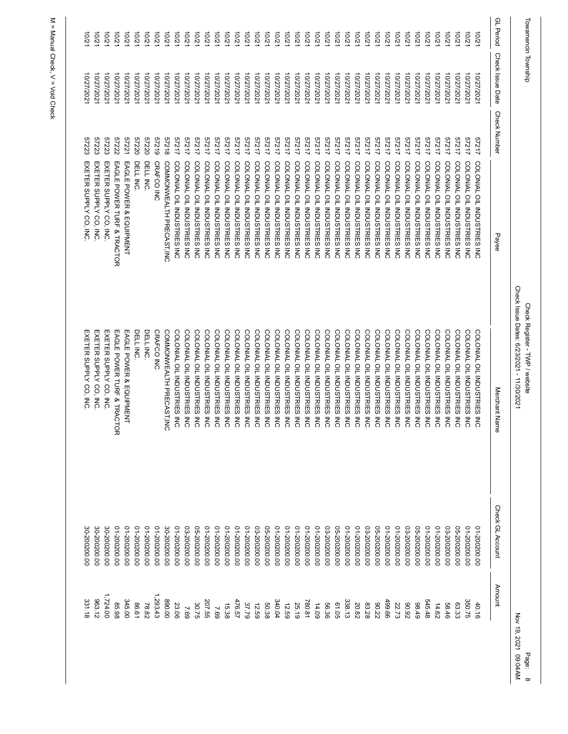Towamencin Township

Check Register - TWP / website
Check Issue Dates: 6/23/2021 - 11/30/2021

| GL Period | Check Issue Date | Check Number | Payee | Merchant Name | Check GL Account | Amount |
|---|---|---|---|---|---|---|
| 10/21 | 10/27/2021 | 57217 | COLONIAL OIL INDUSTRIES INC | COLONIAL OIL INDUSTRIES INC | 01-20200.00 | 40.16 |
| 10/21 | 10/27/2021 | 57217 | COLONIAL OIL INDUSTRIES INC | COLONIAL OIL INDUSTRIES INC | 01-20200.00 | 350.75 |
| 10/21 | 10/27/2021 | 57217 | COLONIAL OIL INDUSTRIES INC | COLONIAL OIL INDUSTRIES INC | 05-20200.00 | 63.33 |
| 10/21 | 10/27/2021 | 57217 | COLONIAL OIL INDUSTRIES INC | COLONIAL OIL INDUSTRIES INC | 03-20200.00 | 58.46 |
| 10/21 | 10/27/2021 | 57217 | COLONIAL OIL INDUSTRIES INC | COLONIAL OIL INDUSTRIES INC | 01-20200.00 | 14.62 |
| 10/21 | 10/27/2021 | 57217 | COLONIAL OIL INDUSTRIES INC | COLONIAL OIL INDUSTRIES INC | 01-20200.00 | 545.48 |
| 10/21 | 10/27/2021 | 57217 | COLONIAL OIL INDUSTRIES INC | COLONIAL OIL INDUSTRIES INC | 05-20200.00 | 98.49 |
| 10/21 | 10/27/2021 | 57217 | COLONIAL OIL INDUSTRIES INC | COLONIAL OIL INDUSTRIES INC | 03-20200.00 | 90.92 |
| 10/21 | 10/27/2021 | 57217 | COLONIAL OIL INDUSTRIES INC | COLONIAL OIL INDUSTRIES INC | 01-20200.00 | 22.73 |
| 10/21 | 10/27/2021 | 57217 | COLONIAL OIL INDUSTRIES INC | COLONIAL OIL INDUSTRIES INC | 01-20200.00 | 499.66 |
| 10/21 | 10/27/2021 | 57217 | COLONIAL OIL INDUSTRIES INC | COLONIAL OIL INDUSTRIES INC | 05-20200.00 | 90.22 |
| 10/21 | 10/27/2021 | 57217 | COLONIAL OIL INDUSTRIES INC | COLONIAL OIL INDUSTRIES INC | 03-20200.00 | 83.28 |
| 10/21 | 10/27/2021 | 57217 | COLONIAL OIL INDUSTRIES INC | COLONIAL OIL INDUSTRIES INC | 01-20200.00 | 20.82 |
| 10/21 | 10/27/2021 | 57217 | COLONIAL OIL INDUSTRIES INC | COLONIAL OIL INDUSTRIES INC | 01-20200.00 | 338.13 |
| 10/21 | 10/27/2021 | 57217 | COLONIAL OIL INDUSTRIES INC | COLONIAL OIL INDUSTRIES INC | 05-20200.00 | 61.05 |
| 10/21 | 10/27/2021 | 57217 | COLONIAL OIL INDUSTRIES INC | COLONIAL OIL INDUSTRIES INC | 03-20200.00 | 56.36 |
| 10/21 | 10/27/2021 | 57217 | COLONIAL OIL INDUSTRIES INC | COLONIAL OIL INDUSTRIES INC | 01-20200.00 | 14.09 |
| 10/21 | 10/27/2021 | 57217 | COLONIAL OIL INDUSTRIES INC | COLONIAL OIL INDUSTRIES INC | 01-20200.00 | 780.81 |
| 10/21 | 10/27/2021 | 57217 | COLONIAL OIL INDUSTRIES INC | COLONIAL OIL INDUSTRIES INC | 01-20200.00 | 25.19 |
| 10/21 | 10/27/2021 | 57217 | COLONIAL OIL INDUSTRIES INC | COLONIAL OIL INDUSTRIES INC | 01-20200.00 | 12.59 |
| 10/21 | 10/27/2021 | 57217 | COLONIAL OIL INDUSTRIES INC | COLONIAL OIL INDUSTRIES INC | 01-20200.00 | 340.04 |
| 10/21 | 10/27/2021 | 57217 | COLONIAL OIL INDUSTRIES INC | COLONIAL OIL INDUSTRIES INC | 05-20200.00 | 50.38 |
| 10/21 | 10/27/2021 | 57217 | COLONIAL OIL INDUSTRIES INC | COLONIAL OIL INDUSTRIES INC | 03-20200.00 | 12.59 |
| 10/21 | 10/27/2021 | 57217 | COLONIAL OIL INDUSTRIES INC | COLONIAL OIL INDUSTRIES INC | 01-20200.00 | 37.79 |
| 10/21 | 10/27/2021 | 57217 | COLONIAL OIL INDUSTRIES INC | COLONIAL OIL INDUSTRIES INC | 01-20200.00 | 476.57 |
| 10/21 | 10/27/2021 | 57217 | COLONIAL OIL INDUSTRIES INC | COLONIAL OIL INDUSTRIES INC | 01-20200.00 | 15.38 |
| 10/21 | 10/27/2021 | 57217 | COLONIAL OIL INDUSTRIES INC | COLONIAL OIL INDUSTRIES INC | 01-20200.00 | 7.69 |
| 10/21 | 10/27/2021 | 57217 | COLONIAL OIL INDUSTRIES INC | COLONIAL OIL INDUSTRIES INC | 01-20200.00 | 207.55 |
| 10/21 | 10/27/2021 | 57217 | COLONIAL OIL INDUSTRIES INC | COLONIAL OIL INDUSTRIES INC | 05-20200.00 | 30.75 |
| 10/21 | 10/27/2021 | 57217 | COLONIAL OIL INDUSTRIES INC | COLONIAL OIL INDUSTRIES INC | 03-20200.00 | 7.69 |
| 10/21 | 10/27/2021 | 57217 | COLONIAL OIL INDUSTRIES INC | COLONIAL OIL INDUSTRIES INC | 01-20200.00 | 23.06 |
| 10/21 | 10/27/2021 | 57218 | COMMONWEALTH PRECAST,INC | COMMONWEALTH PRECAST,INC | 30-20200.00 | 890.00 |
| 10/21 | 10/27/2021 | 57219 | CRAFCO INC | CRAFCO INC | 01-20200.00 | 1,293.43 |
| 10/21 | 10/27/2021 | 57220 | DELL INC. | DELL INC. | 01-20200.00 | 78.82 |
| 10/21 | 10/27/2021 | 57220 | DELL INC. | DELL INC. | 01-20200.00 | 86.61 |
| 10/21 | 10/27/2021 | 57221 | EAGLE POWER & EQUIPMENT | EAGLE POWER & EQUIPMENT | 01-20200.00 | 345.00 |
| 10/21 | 10/27/2021 | 57222 | EAGLE POWER TURF & TRACTOR | EAGLE POWER TURF & TRACTOR | 01-20200.00 | 85.98 |
| 10/21 | 10/27/2021 | 57223 | EXETER SUPPLY CO, INC. | EXETER SUPPLY CO, INC. | 30-20200.00 | 1,724.00 |
| 10/21 | 10/27/2021 | 57223 | EXETER SUPPLY CO, INC. | EXETER SUPPLY CO, INC. | 30-20200.00 | 963.12 |
| 10/21 | 10/27/2021 | 57223 | EXETER SUPPLY CO, INC. | EXETER SUPPLY CO, INC. | 30-20200.00 | 331.18 |

M = Manual Check, V = Void Check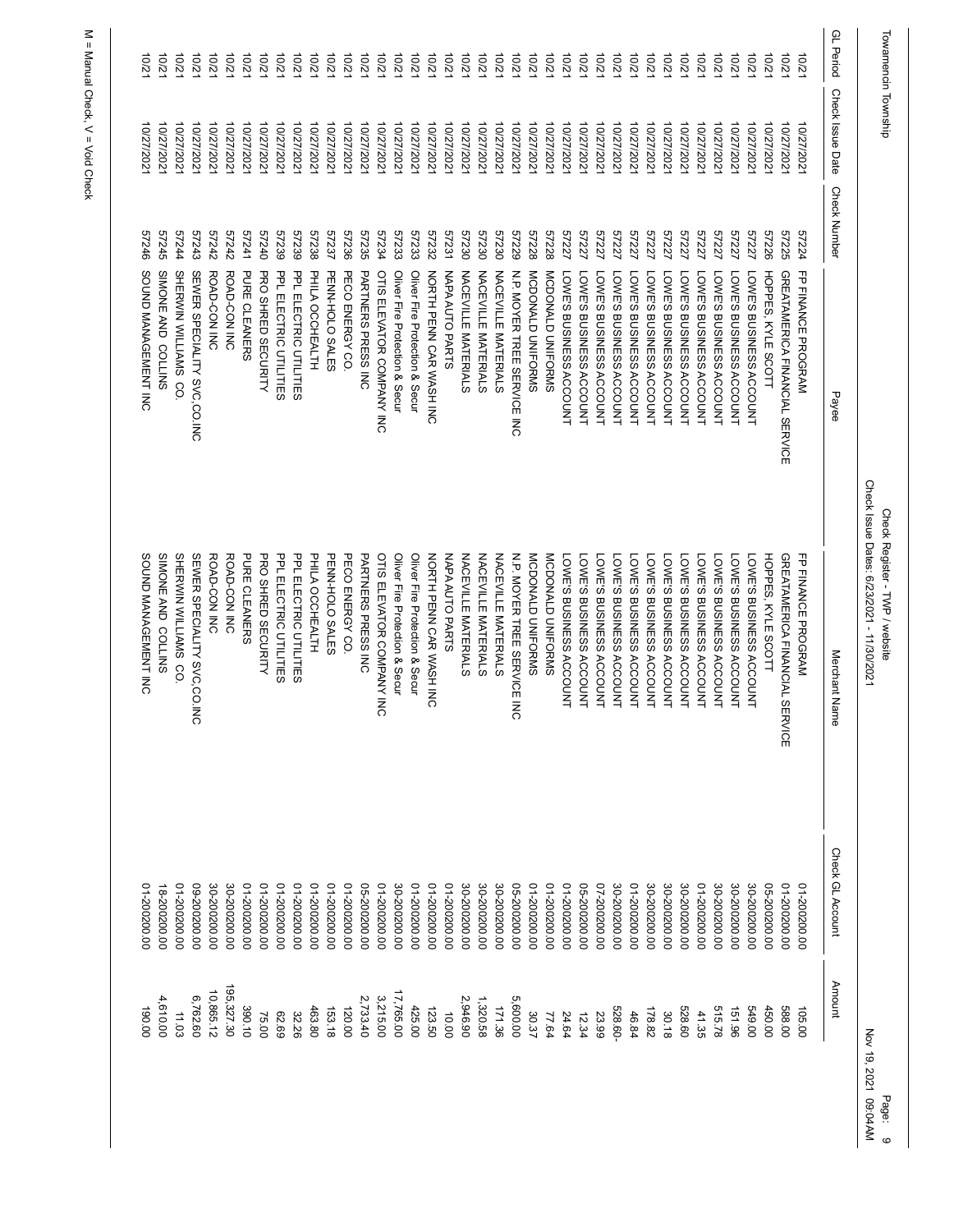Towamencin Township

Check Register - TWP / website
Check Issue Dates: 6/23/2021 - 11/30/2021

| GL Period | Check Issue Date | Check Number | Payee | Merchant Name | Check GL Account | Amount |
|---|---|---|---|---|---|---|
| 10/21 | 10/27/2021 | 57224 | FP FINANCE PROGRAM | FP FINANCE PROGRAM | 01-20200.00 | 105.00 |
| 10/21 | 10/27/2021 | 57225 | GREATAMERICA FINANCIAL SERVICE | GREATAMERICA FINANCIAL SERVICE | 01-20200.00 | 588.00 |
| 10/21 | 10/27/2021 | 57226 | HOPPES, KYLE SCOTT | HOPPES, KYLE SCOTT | 05-20200.00 | 450.00 |
| 10/21 | 10/27/2021 | 57227 | LOWE'S BUSINESS ACCOUNT | LOWE'S BUSINESS ACCOUNT | 30-20200.00 | 549.00 |
| 10/21 | 10/27/2021 | 57227 | LOWE'S BUSINESS ACCOUNT | LOWE'S BUSINESS ACCOUNT | 30-20200.00 | 151.96 |
| 10/21 | 10/27/2021 | 57227 | LOWE'S BUSINESS ACCOUNT | LOWE'S BUSINESS ACCOUNT | 30-20200.00 | 515.78 |
| 10/21 | 10/27/2021 | 57227 | LOWE'S BUSINESS ACCOUNT | LOWE'S BUSINESS ACCOUNT | 01-20200.00 | 41.35 |
| 10/21 | 10/27/2021 | 57227 | LOWE'S BUSINESS ACCOUNT | LOWE'S BUSINESS ACCOUNT | 30-20200.00 | 528.60 |
| 10/21 | 10/27/2021 | 57227 | LOWE'S BUSINESS ACCOUNT | LOWE'S BUSINESS ACCOUNT | 30-20200.00 | 30.18 |
| 10/21 | 10/27/2021 | 57227 | LOWE'S BUSINESS ACCOUNT | LOWE'S BUSINESS ACCOUNT | 30-20200.00 | 178.82 |
| 10/21 | 10/27/2021 | 57227 | LOWE'S BUSINESS ACCOUNT | LOWE'S BUSINESS ACCOUNT | 01-20200.00 | 46.84 |
| 10/21 | 10/27/2021 | 57227 | LOWE'S BUSINESS ACCOUNT | LOWE'S BUSINESS ACCOUNT | 30-20200.00 | 528.60- |
| 10/21 | 10/27/2021 | 57227 | LOWE'S BUSINESS ACCOUNT | LOWE'S BUSINESS ACCOUNT | 07-20200.00 | 23.99 |
| 10/21 | 10/27/2021 | 57227 | LOWE'S BUSINESS ACCOUNT | LOWE'S BUSINESS ACCOUNT | 05-20200.00 | 12.34 |
| 10/21 | 10/27/2021 | 57227 | LOWE'S BUSINESS ACCOUNT | LOWE'S BUSINESS ACCOUNT | 01-20200.00 | 24.64 |
| 10/21 | 10/27/2021 | 57228 | MCDONALD UNIFORMS | MCDONALD UNIFORMS | 01-20200.00 | 77.64 |
| 10/21 | 10/27/2021 | 57228 | MCDONALD UNIFORMS | MCDONALD UNIFORMS | 01-20200.00 | 30.37 |
| 10/21 | 10/27/2021 | 57229 | N.P. MOYER TREE SERVICE INC | N.P. MOYER TREE SERVICE INC | 05-20200.00 | 5,600.00 |
| 10/21 | 10/27/2021 | 57230 | NACEVILLE MATERIALS | NACEVILLE MATERIALS | 30-20200.00 | 171.36 |
| 10/21 | 10/27/2021 | 57230 | NACEVILLE MATERIALS | NACEVILLE MATERIALS | 30-20200.00 | 1,320.58 |
| 10/21 | 10/27/2021 | 57230 | NACEVILLE MATERIALS | NACEVILLE MATERIALS | 30-20200.00 | 2,946.90 |
| 10/21 | 10/27/2021 | 57231 | NAPA AUTO PARTS | NAPA AUTO PARTS | 01-20200.00 | 10.00 |
| 10/21 | 10/27/2021 | 57232 | NORTH PENN CAR WASH INC | NORTH PENN CAR WASH INC | 01-20200.00 | 123.50 |
| 10/21 | 10/27/2021 | 57233 | Oliver Fire Protection & Secur | Oliver Fire Protection & Secur | 01-20200.00 | 425.00 |
| 10/21 | 10/27/2021 | 57233 | Oliver Fire Protection & Secur | Oliver Fire Protection & Secur | 30-20200.00 | 17,765.00 |
| 10/21 | 10/27/2021 | 57234 | OTIS ELEVATOR COMPANY INC | OTIS ELEVATOR COMPANY INC | 01-20200.00 | 3,215.00 |
| 10/21 | 10/27/2021 | 57235 | PARTNERS PRESS INC | PARTNERS PRESS INC | 05-20200.00 | 2,733.40 |
| 10/21 | 10/27/2021 | 57236 | PECO ENERGY CO. | PECO ENERGY CO. | 01-20200.00 | 120.00 |
| 10/21 | 10/27/2021 | 57237 | PENN-HOLO SALES | PENN-HOLO SALES | 01-20200.00 | 153.18 |
| 10/21 | 10/27/2021 | 57238 | PHILA OCCHEALTH | PHILA OCCHEALTH | 01-20200.00 | 463.80 |
| 10/21 | 10/27/2021 | 57239 | PPL ELECTRIC UTILITIES | PPL ELECTRIC UTILITIES | 01-20200.00 | 32.26 |
| 10/21 | 10/27/2021 | 57239 | PPL ELECTRIC UTILITIES | PPL ELECTRIC UTILITIES | 01-20200.00 | 62.69 |
| 10/21 | 10/27/2021 | 57240 | PRO SHRED SECURITY | PRO SHRED SECURITY | 01-20200.00 | 75.00 |
| 10/21 | 10/27/2021 | 57241 | PURE CLEANERS | PURE CLEANERS | 01-20200.00 | 390.10 |
| 10/21 | 10/27/2021 | 57242 | ROAD-CON INC | ROAD-CON INC | 30-20200.00 | 195,327.30 |
| 10/21 | 10/27/2021 | 57242 | ROAD-CON INC | ROAD-CON INC | 30-20200.00 | 10,865.12 |
| 10/21 | 10/27/2021 | 57243 | SEWER SPECIALITY SVC.CO.INC | SEWER SPECIALITY SVC.CO.INC | 09-20200.00 | 6,762.60 |
| 10/21 | 10/27/2021 | 57244 | SHERWIN WILLIAMS CO. | SHERWIN WILLIAMS CO. | 01-20200.00 | 11.03 |
| 10/21 | 10/27/2021 | 57245 | SIMONE AND COLLINS | SIMONE AND COLLINS | 18-20200.00 | 4,610.00 |
| 10/21 | 10/27/2021 | 57246 | SOUND MANAGEMENT INC | SOUND MANAGEMENT INC | 01-20200.00 | 190.00 |

M = Manual Check, V = Void Check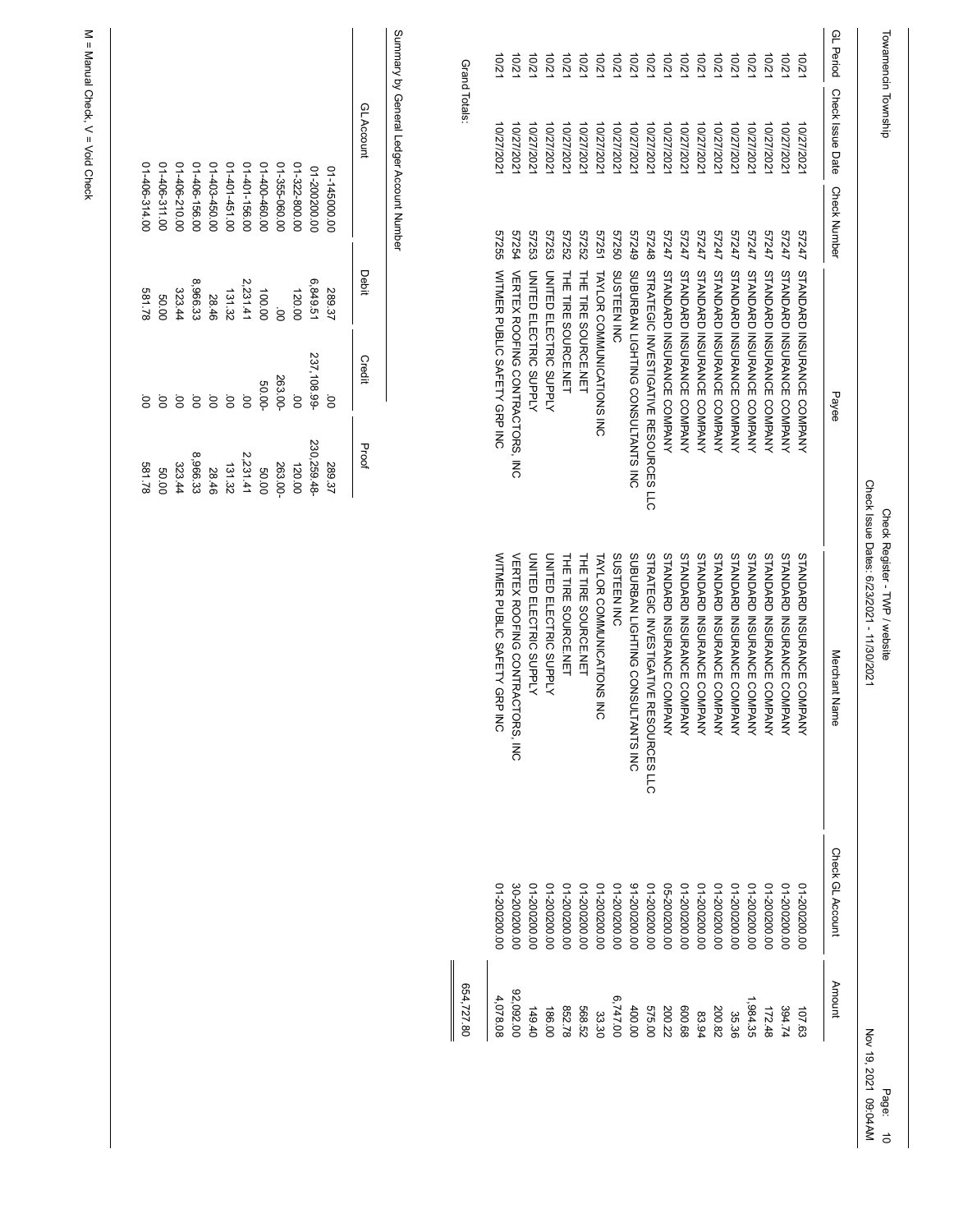Towamencin Township

Check Register - TWP / website
Check Issue Dates: 6/23/2021 - 11/30/2021

| GL Period | Check Issue Date | Check Number | Payee | Merchant Name | Check GL Account | Amount |
|---|---|---|---|---|---|---|
| 10/21 | 10/27/2021 | 57247 | STANDARD INSURANCE COMPANY | STANDARD INSURANCE COMPANY | 01-20200.00 | 107.63 |
| 10/21 | 10/27/2021 | 57247 | STANDARD INSURANCE COMPANY | STANDARD INSURANCE COMPANY | 01-20200.00 | 394.74 |
| 10/21 | 10/27/2021 | 57247 | STANDARD INSURANCE COMPANY | STANDARD INSURANCE COMPANY | 01-20200.00 | 172.48 |
| 10/21 | 10/27/2021 | 57247 | STANDARD INSURANCE COMPANY | STANDARD INSURANCE COMPANY | 01-20200.00 | 1,984.35 |
| 10/21 | 10/27/2021 | 57247 | STANDARD INSURANCE COMPANY | STANDARD INSURANCE COMPANY | 01-20200.00 | 35.36 |
| 10/21 | 10/27/2021 | 57247 | STANDARD INSURANCE COMPANY | STANDARD INSURANCE COMPANY | 01-20200.00 | 200.82 |
| 10/21 | 10/27/2021 | 57247 | STANDARD INSURANCE COMPANY | STANDARD INSURANCE COMPANY | 01-20200.00 | 83.94 |
| 10/21 | 10/27/2021 | 57247 | STANDARD INSURANCE COMPANY | STANDARD INSURANCE COMPANY | 01-20200.00 | 600.68 |
| 10/21 | 10/27/2021 | 57247 | STANDARD INSURANCE COMPANY | STANDARD INSURANCE COMPANY | 05-20200.00 | 200.22 |
| 10/21 | 10/27/2021 | 57248 | STRATEGIC INVESTIGATIVE RESOURCES LLC | STRATEGIC INVESTIGATIVE RESOURCES LLC | 01-20200.00 | 575.00 |
| 10/21 | 10/27/2021 | 57249 | SUBURBAN LIGHTING CONSULTANTS INC | SUBURBAN LIGHTING CONSULTANTS INC | 91-20200.00 | 400.00 |
| 10/21 | 10/27/2021 | 57250 | SUSTEEN INC | SUSTEEN INC | 01-20200.00 | 6,747.00 |
| 10/21 | 10/27/2021 | 57251 | TAYLOR COMMUNICATIONS INC | TAYLOR COMMUNICATIONS INC | 01-20200.00 | 33.30 |
| 10/21 | 10/27/2021 | 57252 | THE TIRE SOURCE.NET | THE TIRE SOURCE.NET | 01-20200.00 | 568.52 |
| 10/21 | 10/27/2021 | 57252 | THE TIRE SOURCE.NET | THE TIRE SOURCE.NET | 01-20200.00 | 852.78 |
| 10/21 | 10/27/2021 | 57253 | UNITED ELECTRIC SUPPLY | UNITED ELECTRIC SUPPLY | 01-20200.00 | 186.00 |
| 10/21 | 10/27/2021 | 57253 | UNITED ELECTRIC SUPPLY | UNITED ELECTRIC SUPPLY | 01-20200.00 | 149.40 |
| 10/21 | 10/27/2021 | 57254 | VERTEX ROOFING CONTRACTORS, INC | VERTEX ROOFING CONTRACTORS, INC | 30-20200.00 | 92,092.00 |
| 10/21 | 10/27/2021 | 57255 | WITMER PUBLIC SAFETY GRP INC | WITMER PUBLIC SAFETY GRP INC | 01-20200.00 | 4,078.08 |
| Grand Totals: | | | | | | 654,727.80 |

Summary by General Ledger Account Number

| GL Account | Debit | Credit | Proof |
|---|---|---|---|
| 01-145000.00 | 289.37 | .00 | 289.37 |
| 01-200200.00 | 6,849.51 | 237,108.99- | 230,259.48- |
| 01-322-800.00 | 120.00 | .00 | 120.00 |
| 01-355-060.00 | .00 | 263.00- | 263.00- |
| 01-400-460.00 | 100.00 | 50.00- | 50.00 |
| 01-401-156.00 | 2,231.41 | .00 | 2,231.41 |
| 01-401-451.00 | 131.32 | .00 | 131.32 |
| 01-403-450.00 | 28.46 | .00 | 28.46 |
| 01-406-156.00 | 8,966.33 | .00 | 8,966.33 |
| 01-406-210.00 | 323.44 | .00 | 323.44 |
| 01-406-311.00 | 50.00 | .00 | 50.00 |
| 01-406-314.00 | 581.78 | .00 | 581.78 |

M = Manual Check, V = Void Check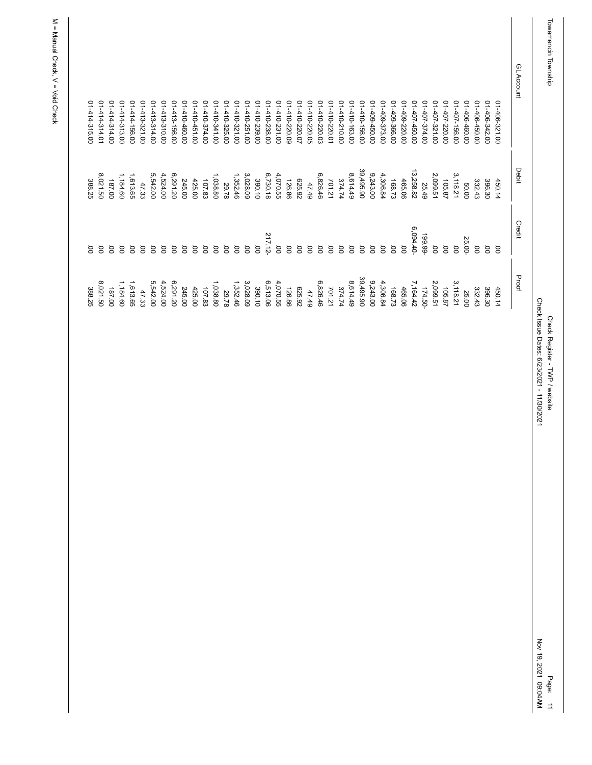Towamencin Township

Check Register - TWP / website

Check Issue Dates: 6/23/2021 - 11/30/2021

| GL Account | Debit | Credit | Proof |
| --- | --- | --- | --- |
| 01-406-321.00 | 450.14 | .00 | 450.14 |
| 01-406-342.00 | 396.30 | .00 | 396.30 |
| 01-406-450.00 | 332.43 | .00 | 332.43 |
| 01-406-460.00 | 50.00 | 25.00- | 25.00 |
| 01-407-156.00 | 3,118.21 | .00 | 3,118.21 |
| 01-407-220.00 | 105.87 | .00 | 105.87 |
| 01-407-321.00 | 2,099.51 | .00 | 2,099.51 |
| 01-407-374.00 | 25.49 | 199.99- | 174.50- |
| 01-407-450.00 | 13,258.82 | 6,094.40- | 7,164.42 |
| 01-409-220.00 | 465.06 | .00 | 465.06 |
| 01-409-366.00 | 168.73 | .00 | 168.73 |
| 01-409-373.00 | 4,306.84 | .00 | 4,306.84 |
| 01-409-450.00 | 9,243.00 | .00 | 9,243.00 |
| 01-410-156.00 | 39,495.90 | .00 | 39,495.90 |
| 01-410-163.00 | 8,614.49 | .00 | 8,614.49 |
| 01-410-210.00 | 374.74 | .00 | 374.74 |
| 01-410-220.01 | 701.21 | .00 | 701.21 |
| 01-410-220.03 | 6,826.46 | .00 | 6,826.46 |
| 01-410-220.05 | 47.49 | .00 | 47.49 |
| 01-410-220.07 | 625.92 | .00 | 625.92 |
| 01-410-220.09 | 126.86 | .00 | 126.86 |
| 01-410-231.00 | 4,070.55 | .00 | 4,070.55 |
| 01-410-238.00 | 6,730.18 | 217.12- | 6,513.06 |
| 01-410-239.00 | 390.10 | .00 | 390.10 |
| 01-410-251.00 | 3,028.09 | .00 | 3,028.09 |
| 01-410-321.00 | 1,352.46 | .00 | 1,352.46 |
| 01-410-325.00 | 29.78 | .00 | 29.78 |
| 01-410-341.00 | 1,038.80 | .00 | 1,038.80 |
| 01-410-374.00 | 107.83 | .00 | 107.83 |
| 01-410-451.00 | 425.00 | .00 | 425.00 |
| 01-410-460.00 | 245.00 | .00 | 245.00 |
| 01-413-156.00 | 6,291.20 | .00 | 6,291.20 |
| 01-413-310.00 | 4,524.00 | .00 | 4,524.00 |
| 01-413-314.00 | 5,542.00 | .00 | 5,542.00 |
| 01-413-321.00 | 47.33 | .00 | 47.33 |
| 01-414-156.00 | 1,613.65 | .00 | 1,613.65 |
| 01-414-313.00 | 1,184.60 | .00 | 1,184.60 |
| 01-414-314.00 | 187.00 | .00 | 187.00 |
| 01-414-314.01 | 8,021.50 | .00 | 8,021.50 |
| 01-414-315.00 | 388.25 | .00 | 388.25 |

M = Manual Check, V = Void Check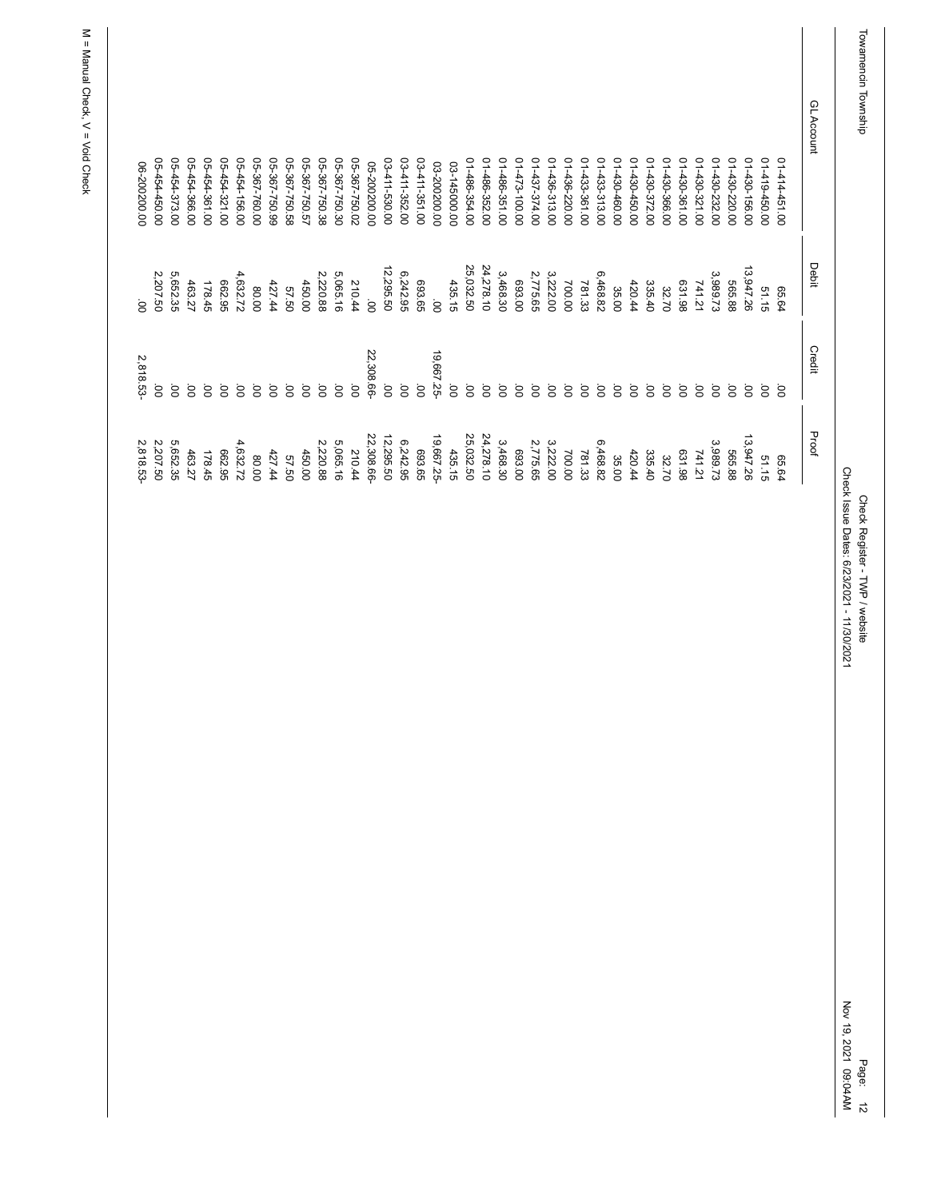Towamencin Township

Check Register - TWP / website
Check Issue Dates: 6/23/2021 - 11/30/2021

| GL Account | Debit | Credit | Proof |
|---|---|---|---|
| 01-414-451.00 | 65.64 | .00 | 65.64 |
| 01-419-450.00 | 51.15 | .00 | 51.15 |
| 01-430-156.00 | 13,947.26 | .00 | 13,947.26 |
| 01-430-220.00 | 565.88 | .00 | 565.88 |
| 01-430-232.00 | 3,989.73 | .00 | 3,989.73 |
| 01-430-321.00 | 741.21 | .00 | 741.21 |
| 01-430-361.00 | 631.98 | .00 | 631.98 |
| 01-430-366.00 | 32.70 | .00 | 32.70 |
| 01-430-372.00 | 335.40 | .00 | 335.40 |
| 01-430-450.00 | 420.44 | .00 | 420.44 |
| 01-430-460.00 | 35.00 | .00 | 35.00 |
| 01-433-313.00 | 6,468.82 | .00 | 6,468.82 |
| 01-433-361.00 | 781.33 | .00 | 781.33 |
| 01-436-220.00 | 700.00 | .00 | 700.00 |
| 01-436-313.00 | 3,222.00 | .00 | 3,222.00 |
| 01-437-374.00 | 2,775.65 | .00 | 2,775.65 |
| 01-473-100.00 | 693.00 | .00 | 693.00 |
| 01-486-351.00 | 3,468.30 | .00 | 3,468.30 |
| 01-486-352.00 | 24,278.10 | .00 | 24,278.10 |
| 01-486-354.00 | 25,032.50 | .00 | 25,032.50 |
| 03-145000.00 | 435.15 | .00 | 435.15 |
| 03-200200.00 | .00 | 19,667.25- | 19,667.25- |
| 03-411-351.00 | 693.65 | .00 | 693.65 |
| 03-411-352.00 | 6,242.95 | .00 | 6,242.95 |
| 03-411-530.00 | 12,295.50 | .00 | 12,295.50 |
| 05-200200.00 | .00 | 22,308.66- | 22,308.66- |
| 05-367-750.02 | 210.44 | .00 | 210.44 |
| 05-367-750.30 | 5,065.16 | .00 | 5,065.16 |
| 05-367-750.38 | 2,220.88 | .00 | 2,220.88 |
| 05-367-750.57 | 450.00 | .00 | 450.00 |
| 05-367-750.58 | 57.50 | .00 | 57.50 |
| 05-367-750.99 | 427.44 | .00 | 427.44 |
| 05-367-760.00 | 80.00 | .00 | 80.00 |
| 05-454-156.00 | 4,632.72 | .00 | 4,632.72 |
| 05-454-321.00 | 662.95 | .00 | 662.95 |
| 05-454-361.00 | 178.45 | .00 | 178.45 |
| 05-454-366.00 | 463.27 | .00 | 463.27 |
| 05-454-373.00 | 5,652.35 | .00 | 5,652.35 |
| 05-454-450.00 | 2,207.50 | .00 | 2,207.50 |
| 06-200200.00 | .00 | 2,818.53- | 2,818.53- |

M = Manual Check, V = Void Check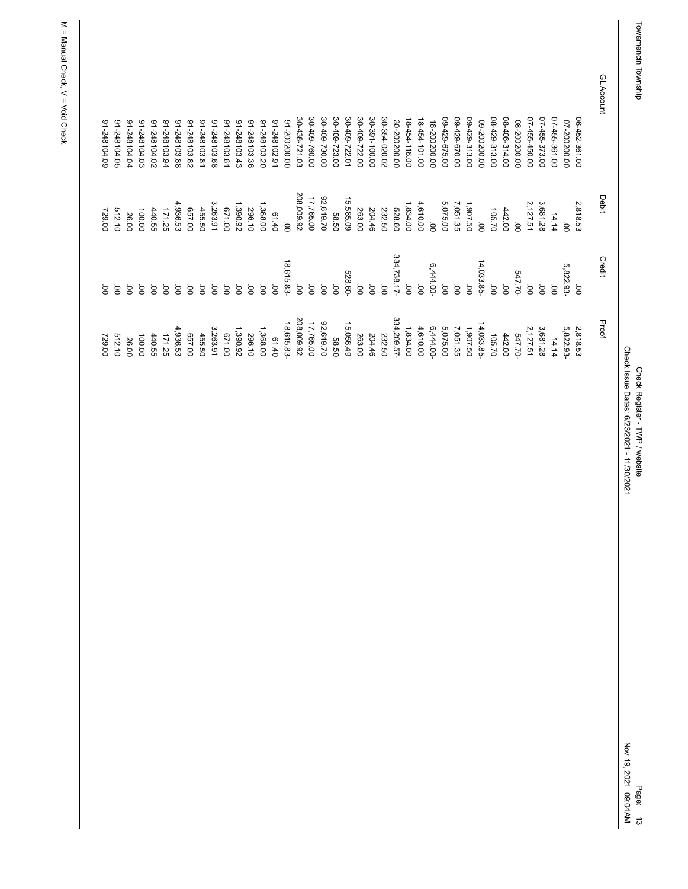Towamencin Township

Check Register - TWP / website
Check Issue Dates: 6/23/2021 - 11/30/2021

| GL Account | Debit | Credit | Proof |
|---|---|---|---|
| 06-452-361.00 | 2,818.53 | .00 | 2,818.53 |
| 07-200200.00 | .00 | 5,822.93- | 5,822.93- |
| 07-455-361.00 | 14.14 | .00 | 14.14 |
| 07-455-373.00 | 3,681.28 | .00 | 3,681.28 |
| 07-455-450.00 | 2,127.51 | .00 | 2,127.51 |
| 08-200200.00 | .00 | 547.70- | 547.70- |
| 08-406-314.00 | 442.00 | .00 | 442.00 |
| 08-429-313.00 | 105.70 | .00 | 105.70 |
| 09-200200.00 | .00 | 14,033.85- | 14,033.85- |
| 09-429-313.00 | 1,907.50 | .00 | 1,907.50 |
| 09-429-670.00 | 7,051.35 | .00 | 7,051.35 |
| 09-429-675.00 | 5,075.00 | .00 | 5,075.00 |
| 18-200200.00 | .00 | 6,444.00- | 6,444.00- |
| 18-454-101.00 | 4,610.00 | .00 | 4,610.00 |
| 18-454-118.00 | 1,834.00 | .00 | 1,834.00 |
| 30-200200.00 | 528.60 | 334,738.17- | 334,209.57- |
| 30-354-020.02 | 232.50 | .00 | 232.50 |
| 30-391-100.00 | 204.46 | .00 | 204.46 |
| 30-409-722.00 | 263.00 | .00 | 263.00 |
| 30-409-722.01 | 15,585.09 | 528.60- | 15,056.49 |
| 30-409-723.00 | 58.50 | .00 | 58.50 |
| 30-409-730.00 | 92,619.70 | .00 | 92,619.70 |
| 30-409-760.00 | 17,765.00 | .00 | 17,765.00 |
| 30-438-721.03 | 208,009.92 | .00 | 208,009.92 |
| 91-200200.00 | .00 | 18,615.83- | 18,615.83- |
| 91-248102.91 | 61.40 | .00 | 61.40 |
| 91-248103.20 | 1,368.00 | .00 | 1,368.00 |
| 91-248103.36 | 296.10 | .00 | 296.10 |
| 91-248103.43 | 1,390.92 | .00 | 1,390.92 |
| 91-248103.61 | 671.00 | .00 | 671.00 |
| 91-248103.68 | 3,263.91 | .00 | 3,263.91 |
| 91-248103.81 | 455.50 | .00 | 455.50 |
| 91-248103.82 | 657.00 | .00 | 657.00 |
| 91-248103.88 | 4,936.53 | .00 | 4,936.53 |
| 91-248103.94 | 171.25 | .00 | 171.25 |
| 91-248104.02 | 440.55 | .00 | 440.55 |
| 91-248104.03 | 100.00 | .00 | 100.00 |
| 91-248104.04 | 26.00 | .00 | 26.00 |
| 91-248104.05 | 512.10 | .00 | 512.10 |
| 91-248104.09 | 729.00 | .00 | 729.00 |

M = Manual Check, V = Void Check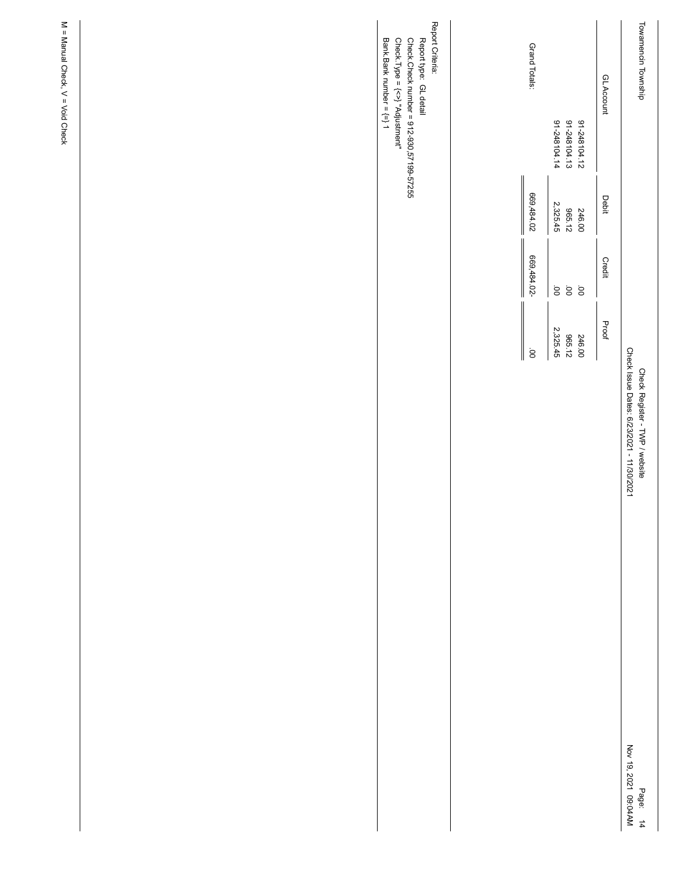Towamencin Township

Check Register - TWP / website
Check Issue Dates: 6/23/2021 - 11/30/2021

| GL Account | Debit | Credit | Proof |
|---|---|---|---|
| 91-248104.12 | 246.00 | .00 | 246.00 |
| 91-248104.13 | 965.12 | .00 | 965.12 |
| 91-248104.14 | 2,325.45 | .00 | 2,325.45 |
| Grand Totals: | 669,484.02 | 669,484.02- | .00 |

Report Criteria:
Report type: GL detail
Check.Check number = 912-930,57199-57255
Check.Type = {<>} "Adjustment"
Bank.Bank number = {=} 1

M = Manual Check, V = Void Check